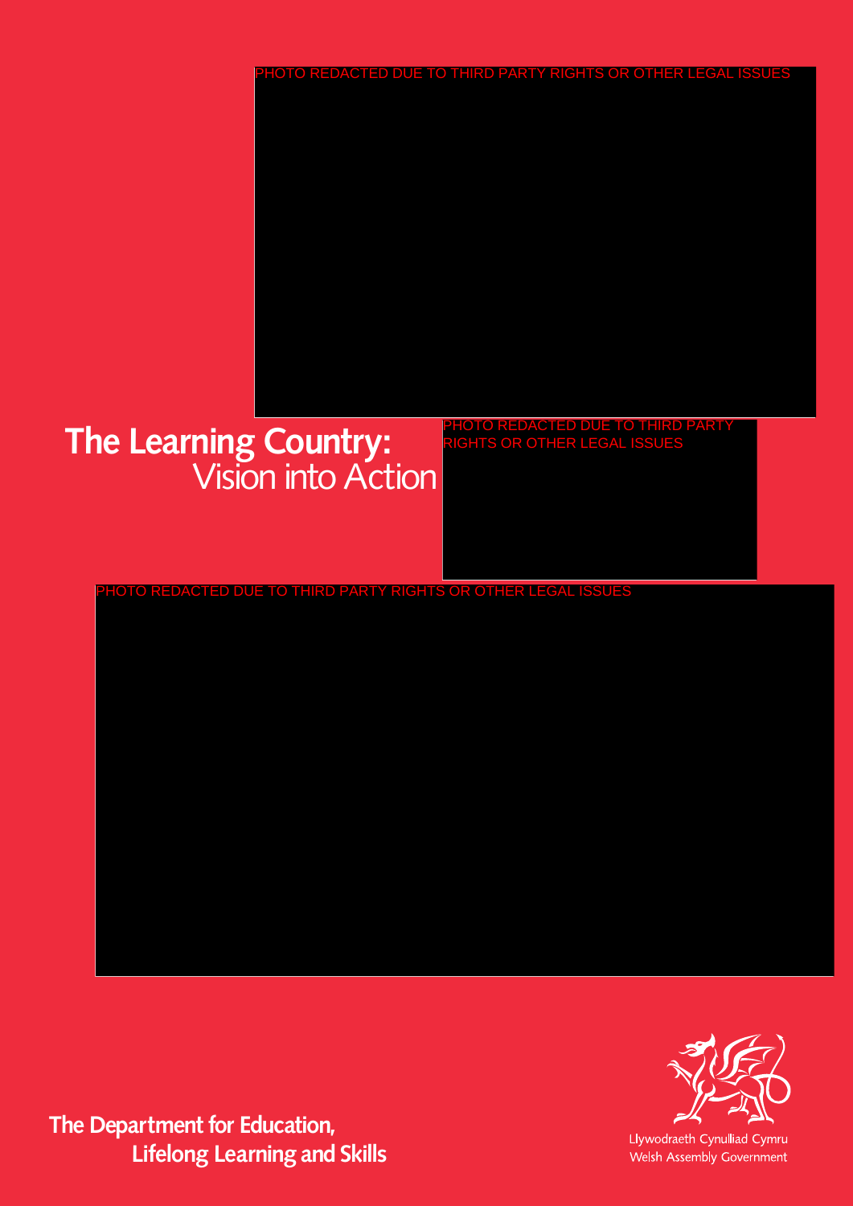PHOTO REDACTED DUE TO THIRD PARTY RIGHTS OR OTHER LEGAL ISSUES

# The Learning Country:
## Vision into Action

PHOTO REDACTED DUE TO THIRD PARTY RIGHTS OR OTHER LEGAL ISSUES

PHOTO REDACTED DUE TO THIRD PARTY RIGHTS OR OTHER LEGAL ISSUES

**The Department for Education, Lifelong Learning and Skills**

Llywodraeth Cynulliad Cymru
Welsh Assembly Government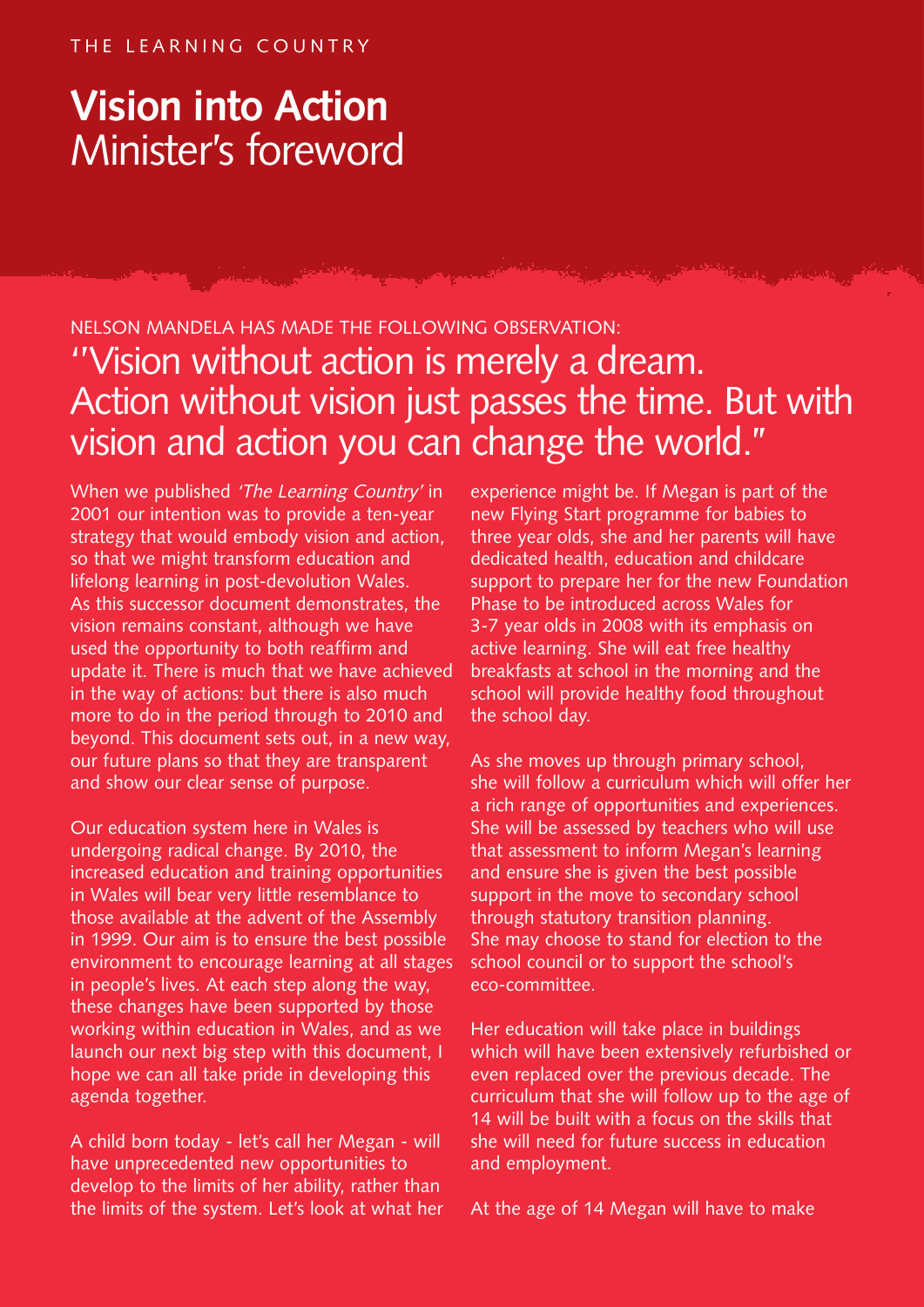THE LEARNING COUNTRY

# Vision into Action
## Minister's foreword

NELSON MANDELA HAS MADE THE FOLLOWING OBSERVATION:

"Vision without action is merely a dream. Action without vision just passes the time. But with vision and action you can change the world."

When we published *'The Learning Country'* in 2001 our intention was to provide a ten-year strategy that would embody vision and action, so that we might transform education and lifelong learning in post-devolution Wales. As this successor document demonstrates, the vision remains constant, although we have used the opportunity to both reaffirm and update it. There is much that we have achieved in the way of actions: but there is also much more to do in the period through to 2010 and beyond. This document sets out, in a new way, our future plans so that they are transparent and show our clear sense of purpose.

Our education system here in Wales is undergoing radical change. By 2010, the increased education and training opportunities in Wales will bear very little resemblance to those available at the advent of the Assembly in 1999. Our aim is to ensure the best possible environment to encourage learning at all stages in people's lives. At each step along the way, these changes have been supported by those working within education in Wales, and as we launch our next big step with this document, I hope we can all take pride in developing this agenda together.

A child born today - let's call her Megan - will have unprecedented new opportunities to develop to the limits of her ability, rather than the limits of the system. Let's look at what her experience might be. If Megan is part of the new Flying Start programme for babies to three year olds, she and her parents will have dedicated health, education and childcare support to prepare her for the new Foundation Phase to be introduced across Wales for 3-7 year olds in 2008 with its emphasis on active learning. She will eat free healthy breakfasts at school in the morning and the school will provide healthy food throughout the school day.

As she moves up through primary school, she will follow a curriculum which will offer her a rich range of opportunities and experiences. She will be assessed by teachers who will use that assessment to inform Megan's learning and ensure she is given the best possible support in the move to secondary school through statutory transition planning. She may choose to stand for election to the school council or to support the school's eco-committee.

Her education will take place in buildings which will have been extensively refurbished or even replaced over the previous decade. The curriculum that she will follow up to the age of 14 will be built with a focus on the skills that she will need for future success in education and employment.

At the age of 14 Megan will have to make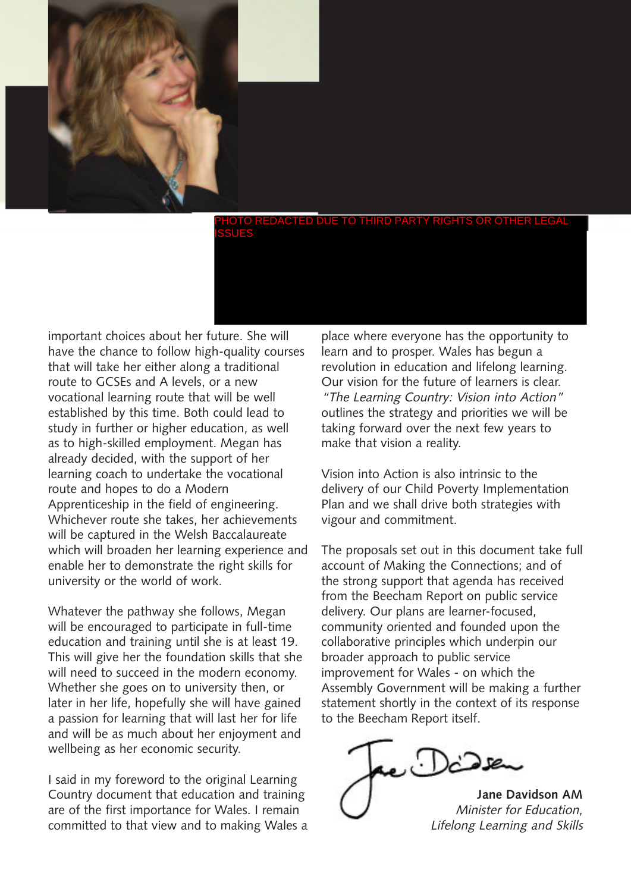PHOTO REDACTED DUE TO THIRD PARTY RIGHTS OR OTHER LEGAL ISSUES

important choices about her future. She will have the chance to follow high-quality courses that will take her either along a traditional route to GCSEs and A levels, or a new vocational learning route that will be well established by this time. Both could lead to study in further or higher education, as well as to high-skilled employment. Megan has already decided, with the support of her learning coach to undertake the vocational route and hopes to do a Modern Apprenticeship in the field of engineering. Whichever route she takes, her achievements will be captured in the Welsh Baccalaureate which will broaden her learning experience and enable her to demonstrate the right skills for university or the world of work.

Whatever the pathway she follows, Megan will be encouraged to participate in full-time education and training until she is at least 19. This will give her the foundation skills that she will need to succeed in the modern economy. Whether she goes on to university then, or later in her life, hopefully she will have gained a passion for learning that will last her for life and will be as much about her enjoyment and wellbeing as her economic security.

I said in my foreword to the original Learning Country document that education and training are of the first importance for Wales. I remain committed to that view and to making Wales a place where everyone has the opportunity to learn and to prosper. Wales has begun a revolution in education and lifelong learning. Our vision for the future of learners is clear. *"The Learning Country: Vision into Action"* outlines the strategy and priorities we will be taking forward over the next few years to make that vision a reality.

Vision into Action is also intrinsic to the delivery of our Child Poverty Implementation Plan and we shall drive both strategies with vigour and commitment.

The proposals set out in this document take full account of Making the Connections; and of the strong support that agenda has received from the Beecham Report on public service delivery. Our plans are learner-focused, community oriented and founded upon the collaborative principles which underpin our broader approach to public service improvement for Wales - on which the Assembly Government will be making a further statement shortly in the context of its response to the Beecham Report itself.

**Jane Davidson AM**
*Minister for Education, Lifelong Learning and Skills*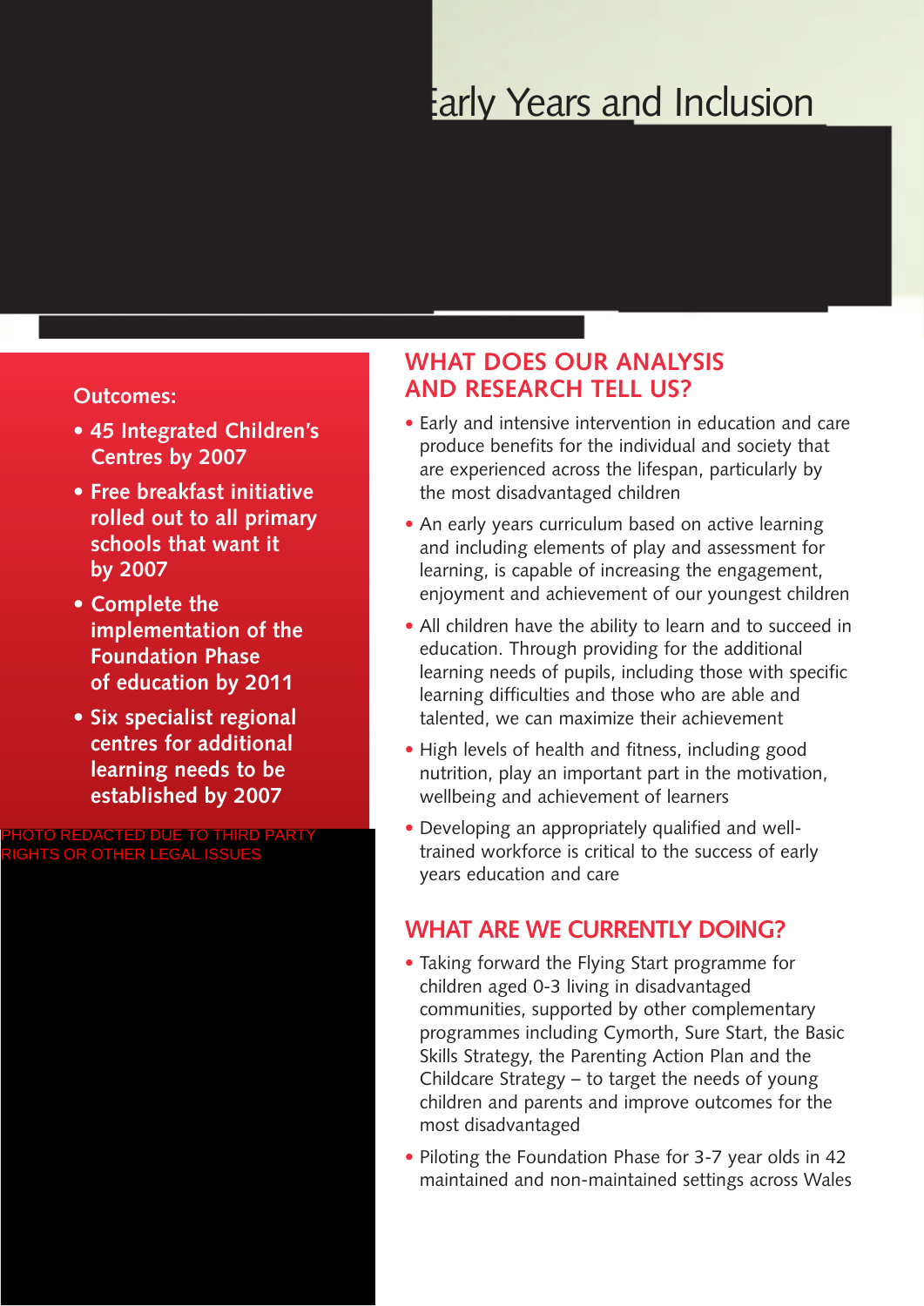# Early Years and Inclusion

**Outcomes:**

- **45 Integrated Children's Centres by 2007**
- **Free breakfast initiative rolled out to all primary schools that want it by 2007**
- **Complete the implementation of the Foundation Phase of education by 2011**
- **Six specialist regional centres for additional learning needs to be established by 2007**

PHOTO REDACTED DUE TO THIRD PARTY RIGHTS OR OTHER LEGAL ISSUES

## WHAT DOES OUR ANALYSIS AND RESEARCH TELL US?

- Early and intensive intervention in education and care produce benefits for the individual and society that are experienced across the lifespan, particularly by the most disadvantaged children
- An early years curriculum based on active learning and including elements of play and assessment for learning, is capable of increasing the engagement, enjoyment and achievement of our youngest children
- All children have the ability to learn and to succeed in education. Through providing for the additional learning needs of pupils, including those with specific learning difficulties and those who are able and talented, we can maximize their achievement
- High levels of health and fitness, including good nutrition, play an important part in the motivation, wellbeing and achievement of learners
- Developing an appropriately qualified and well-trained workforce is critical to the success of early years education and care

## WHAT ARE WE CURRENTLY DOING?

- Taking forward the Flying Start programme for children aged 0-3 living in disadvantaged communities, supported by other complementary programmes including Cymorth, Sure Start, the Basic Skills Strategy, the Parenting Action Plan and the Childcare Strategy – to target the needs of young children and parents and improve outcomes for the most disadvantaged
- Piloting the Foundation Phase for 3-7 year olds in 42 maintained and non-maintained settings across Wales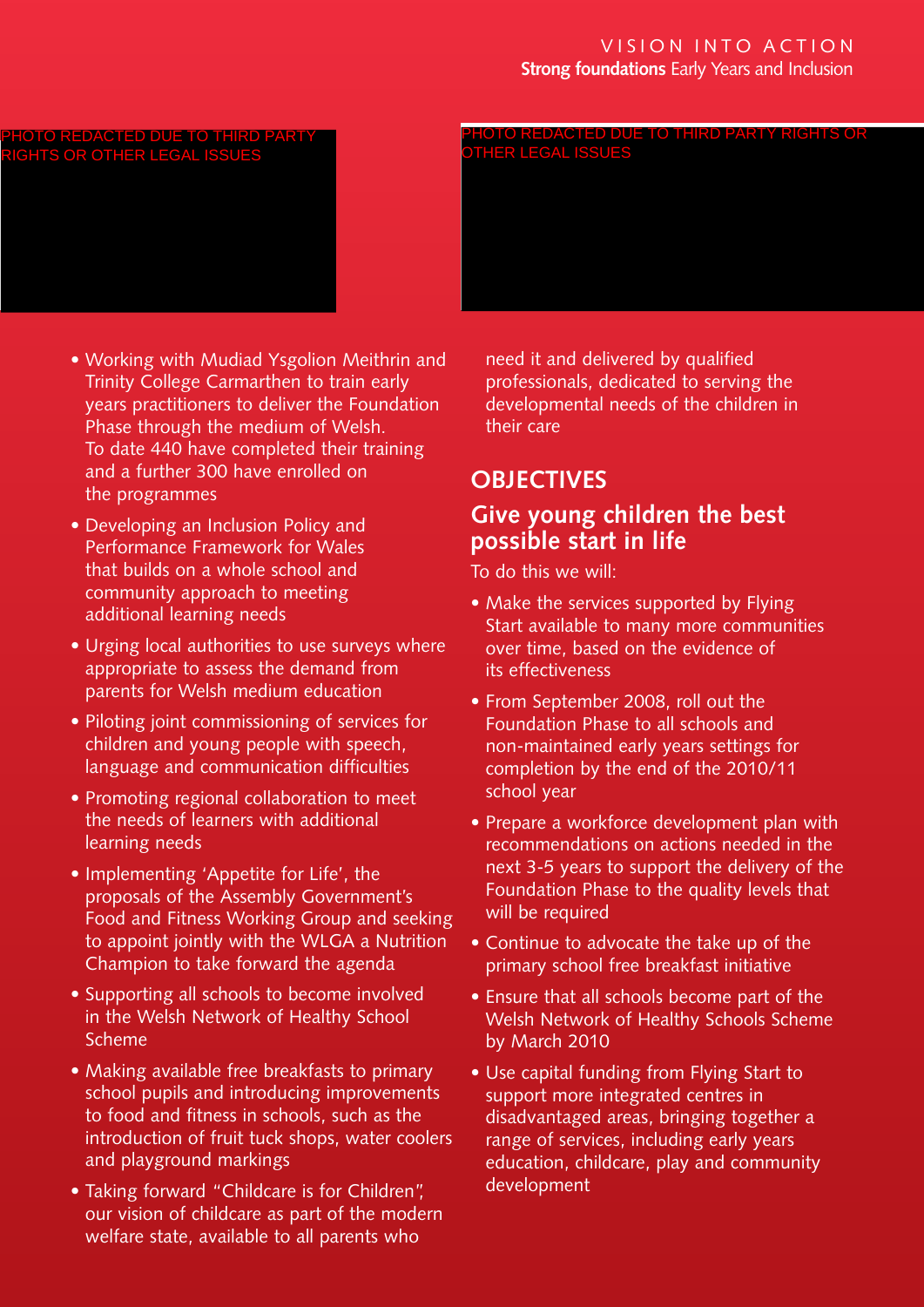- Working with Mudiad Ysgolion Meithrin and Trinity College Carmarthen to train early years practitioners to deliver the Foundation Phase through the medium of Welsh. To date 440 have completed their training and a further 300 have enrolled on the programmes
- Developing an Inclusion Policy and Performance Framework for Wales that builds on a whole school and community approach to meeting additional learning needs
- Urging local authorities to use surveys where appropriate to assess the demand from parents for Welsh medium education
- Piloting joint commissioning of services for children and young people with speech, language and communication difficulties
- Promoting regional collaboration to meet the needs of learners with additional learning needs
- Implementing 'Appetite for Life', the proposals of the Assembly Government's Food and Fitness Working Group and seeking to appoint jointly with the WLGA a Nutrition Champion to take forward the agenda
- Supporting all schools to become involved in the Welsh Network of Healthy School Scheme
- Making available free breakfasts to primary school pupils and introducing improvements to food and fitness in schools, such as the introduction of fruit tuck shops, water coolers and playground markings
- Taking forward "Childcare is for Children", our vision of childcare as part of the modern welfare state, available to all parents who need it and delivered by qualified professionals, dedicated to serving the developmental needs of the children in their care

## OBJECTIVES

### Give young children the best possible start in life

To do this we will:

- Make the services supported by Flying Start available to many more communities over time, based on the evidence of its effectiveness
- From September 2008, roll out the Foundation Phase to all schools and non-maintained early years settings for completion by the end of the 2010/11 school year
- Prepare a workforce development plan with recommendations on actions needed in the next 3-5 years to support the delivery of the Foundation Phase to the quality levels that will be required
- Continue to advocate the take up of the primary school free breakfast initiative
- Ensure that all schools become part of the Welsh Network of Healthy Schools Scheme by March 2010
- Use capital funding from Flying Start to support more integrated centres in disadvantaged areas, bringing together a range of services, including early years education, childcare, play and community development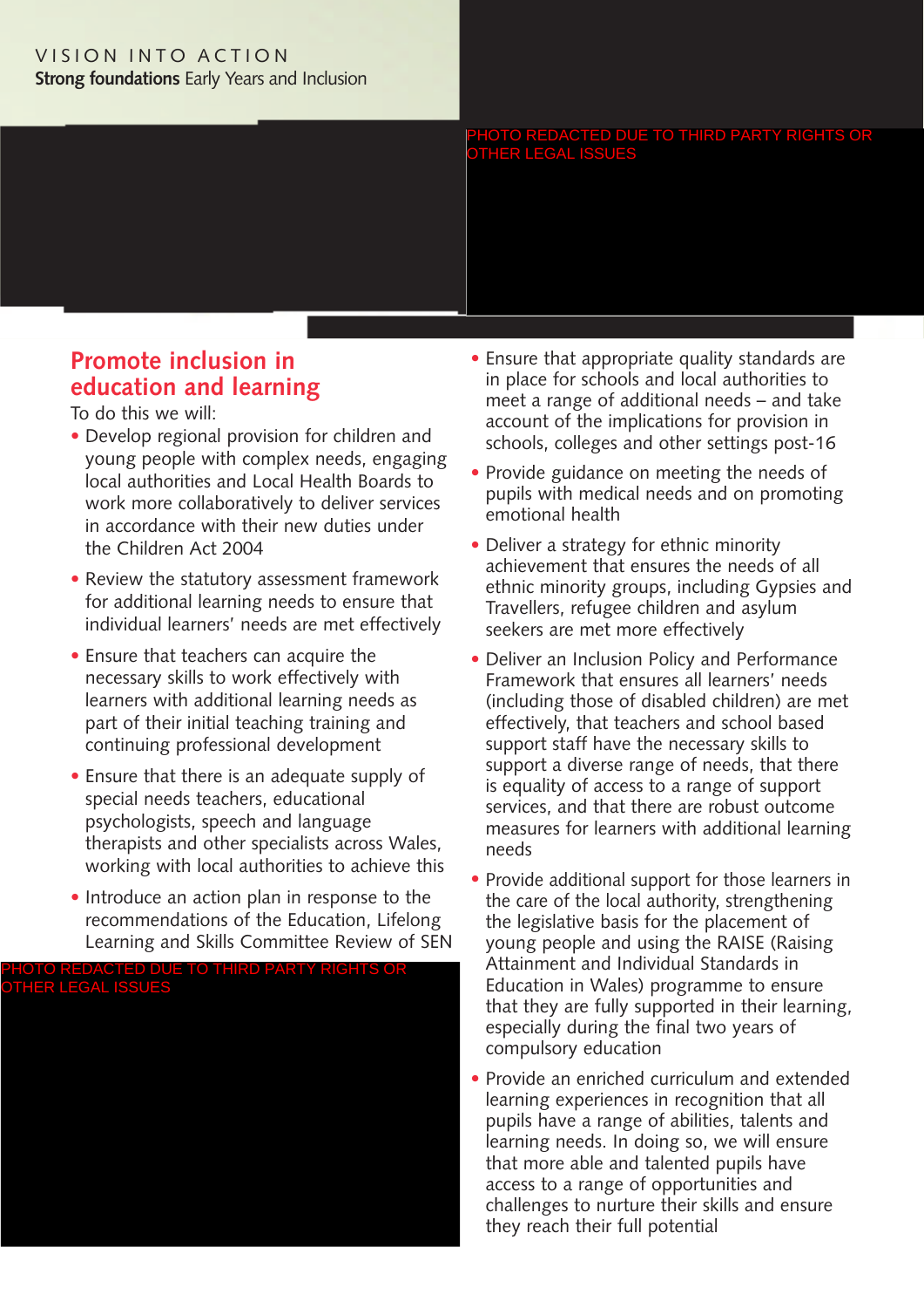## Promote inclusion in education and learning

To do this we will:

- Develop regional provision for children and young people with complex needs, engaging local authorities and Local Health Boards to work more collaboratively to deliver services in accordance with their new duties under the Children Act 2004
- Review the statutory assessment framework for additional learning needs to ensure that individual learners' needs are met effectively
- Ensure that teachers can acquire the necessary skills to work effectively with learners with additional learning needs as part of their initial teaching training and continuing professional development
- Ensure that there is an adequate supply of special needs teachers, educational psychologists, speech and language therapists and other specialists across Wales, working with local authorities to achieve this
- Introduce an action plan in response to the recommendations of the Education, Lifelong Learning and Skills Committee Review of SEN
- Ensure that appropriate quality standards are in place for schools and local authorities to meet a range of additional needs – and take account of the implications for provision in schools, colleges and other settings post-16
- Provide guidance on meeting the needs of pupils with medical needs and on promoting emotional health
- Deliver a strategy for ethnic minority achievement that ensures the needs of all ethnic minority groups, including Gypsies and Travellers, refugee children and asylum seekers are met more effectively
- Deliver an Inclusion Policy and Performance Framework that ensures all learners' needs (including those of disabled children) are met effectively, that teachers and school based support staff have the necessary skills to support a diverse range of needs, that there is equality of access to a range of support services, and that there are robust outcome measures for learners with additional learning needs
- Provide additional support for those learners in the care of the local authority, strengthening the legislative basis for the placement of young people and using the RAISE (Raising Attainment and Individual Standards in Education in Wales) programme to ensure that they are fully supported in their learning, especially during the final two years of compulsory education
- Provide an enriched curriculum and extended learning experiences in recognition that all pupils have a range of abilities, talents and learning needs. In doing so, we will ensure that more able and talented pupils have access to a range of opportunities and challenges to nurture their skills and ensure they reach their full potential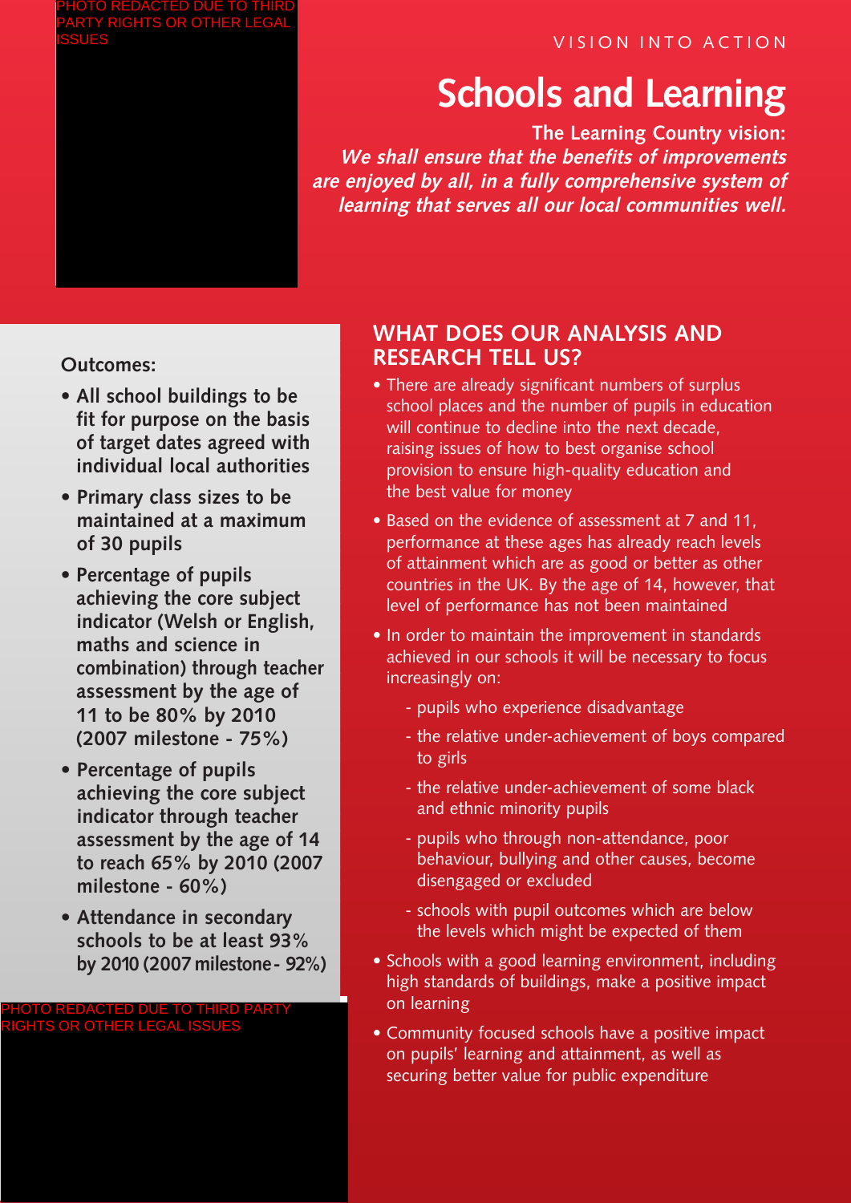VISION INTO ACTION

# Schools and Learning

**The Learning Country vision:**
***We shall ensure that the benefits of improvements are enjoyed by all, in a fully comprehensive system of learning that serves all our local communities well.***

PHOTO REDACTED DUE TO THIRD PARTY RIGHTS OR OTHER LEGAL ISSUES

**Outcomes:**

- **All school buildings to be fit for purpose on the basis of target dates agreed with individual local authorities**
- **Primary class sizes to be maintained at a maximum of 30 pupils**
- **Percentage of pupils achieving the core subject indicator (Welsh or English, maths and science in combination) through teacher assessment by the age of 11 to be 80% by 2010 (2007 milestone - 75%)**
- **Percentage of pupils achieving the core subject indicator through teacher assessment by the age of 14 to reach 65% by 2010 (2007 milestone - 60%)**
- **Attendance in secondary schools to be at least 93% by 2010 (2007 milestone - 92%)**

PHOTO REDACTED DUE TO THIRD PARTY RIGHTS OR OTHER LEGAL ISSUES

## WHAT DOES OUR ANALYSIS AND RESEARCH TELL US?

- There are already significant numbers of surplus school places and the number of pupils in education will continue to decline into the next decade, raising issues of how to best organise school provision to ensure high-quality education and the best value for money
- Based on the evidence of assessment at 7 and 11, performance at these ages has already reach levels of attainment which are as good or better as other countries in the UK. By the age of 14, however, that level of performance has not been maintained
- In order to maintain the improvement in standards achieved in our schools it will be necessary to focus increasingly on:
  - pupils who experience disadvantage
  - the relative under-achievement of boys compared to girls
  - the relative under-achievement of some black and ethnic minority pupils
  - pupils who through non-attendance, poor behaviour, bullying and other causes, become disengaged or excluded
  - schools with pupil outcomes which are below the levels which might be expected of them
- Schools with a good learning environment, including high standards of buildings, make a positive impact on learning
- Community focused schools have a positive impact on pupils' learning and attainment, as well as securing better value for public expenditure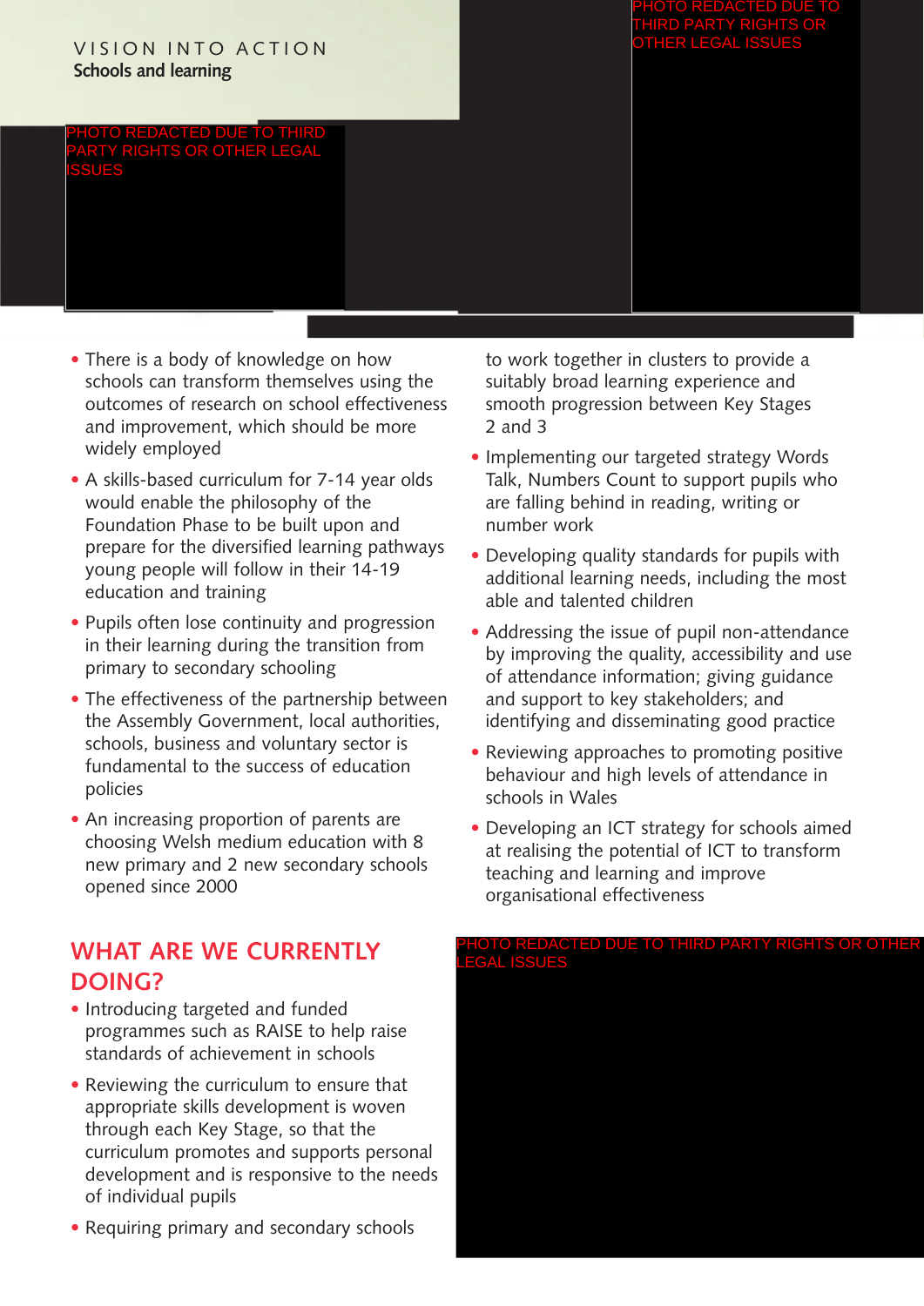- There is a body of knowledge on how schools can transform themselves using the outcomes of research on school effectiveness and improvement, which should be more widely employed
- A skills-based curriculum for 7-14 year olds would enable the philosophy of the Foundation Phase to be built upon and prepare for the diversified learning pathways young people will follow in their 14-19 education and training
- Pupils often lose continuity and progression in their learning during the transition from primary to secondary schooling
- The effectiveness of the partnership between the Assembly Government, local authorities, schools, business and voluntary sector is fundamental to the success of education policies
- An increasing proportion of parents are choosing Welsh medium education with 8 new primary and 2 new secondary schools opened since 2000

## WHAT ARE WE CURRENTLY DOING?

- Introducing targeted and funded programmes such as RAISE to help raise standards of achievement in schools
- Reviewing the curriculum to ensure that appropriate skills development is woven through each Key Stage, so that the curriculum promotes and supports personal development and is responsive to the needs of individual pupils
- Requiring primary and secondary schools to work together in clusters to provide a suitably broad learning experience and smooth progression between Key Stages 2 and 3
- Implementing our targeted strategy Words Talk, Numbers Count to support pupils who are falling behind in reading, writing or number work
- Developing quality standards for pupils with additional learning needs, including the most able and talented children
- Addressing the issue of pupil non-attendance by improving the quality, accessibility and use of attendance information; giving guidance and support to key stakeholders; and identifying and disseminating good practice
- Reviewing approaches to promoting positive behaviour and high levels of attendance in schools in Wales
- Developing an ICT strategy for schools aimed at realising the potential of ICT to transform teaching and learning and improve organisational effectiveness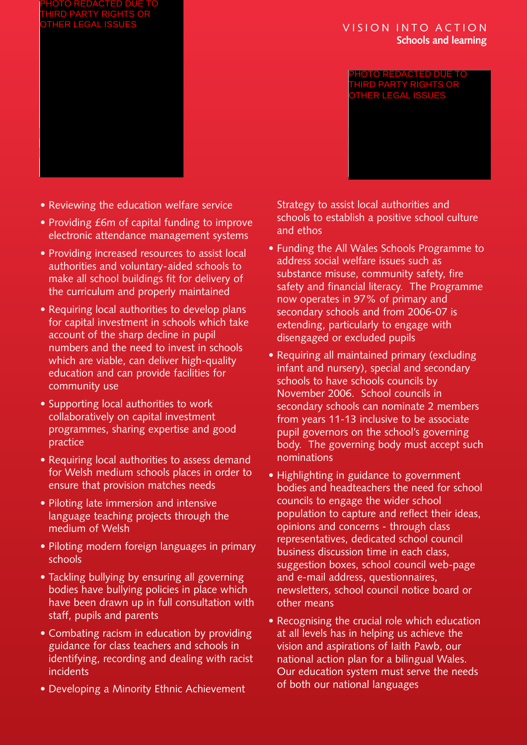- Reviewing the education welfare service
- Providing £6m of capital funding to improve electronic attendance management systems
- Providing increased resources to assist local authorities and voluntary-aided schools to make all school buildings fit for delivery of the curriculum and properly maintained
- Requiring local authorities to develop plans for capital investment in schools which take account of the sharp decline in pupil numbers and the need to invest in schools which are viable, can deliver high-quality education and can provide facilities for community use
- Supporting local authorities to work collaboratively on capital investment programmes, sharing expertise and good practice
- Requiring local authorities to assess demand for Welsh medium schools places in order to ensure that provision matches needs
- Piloting late immersion and intensive language teaching projects through the medium of Welsh
- Piloting modern foreign languages in primary schools
- Tackling bullying by ensuring all governing bodies have bullying policies in place which have been drawn up in full consultation with staff, pupils and parents
- Combating racism in education by providing guidance for class teachers and schools in identifying, recording and dealing with racist incidents
- Developing a Minority Ethnic Achievement Strategy to assist local authorities and schools to establish a positive school culture and ethos
- Funding the All Wales Schools Programme to address social welfare issues such as substance misuse, community safety, fire safety and financial literacy. The Programme now operates in 97% of primary and secondary schools and from 2006-07 is extending, particularly to engage with disengaged or excluded pupils
- Requiring all maintained primary (excluding infant and nursery), special and secondary schools to have schools councils by November 2006. School councils in secondary schools can nominate 2 members from years 11-13 inclusive to be associate pupil governors on the school's governing body. The governing body must accept such nominations
- Highlighting in guidance to government bodies and headteachers the need for school councils to engage the wider school population to capture and reflect their ideas, opinions and concerns - through class representatives, dedicated school council business discussion time in each class, suggestion boxes, school council web-page and e-mail address, questionnaires, newsletters, school council notice board or other means
- Recognising the crucial role which education at all levels has in helping us achieve the vision and aspirations of Iaith Pawb, our national action plan for a bilingual Wales. Our education system must serve the needs of both our national languages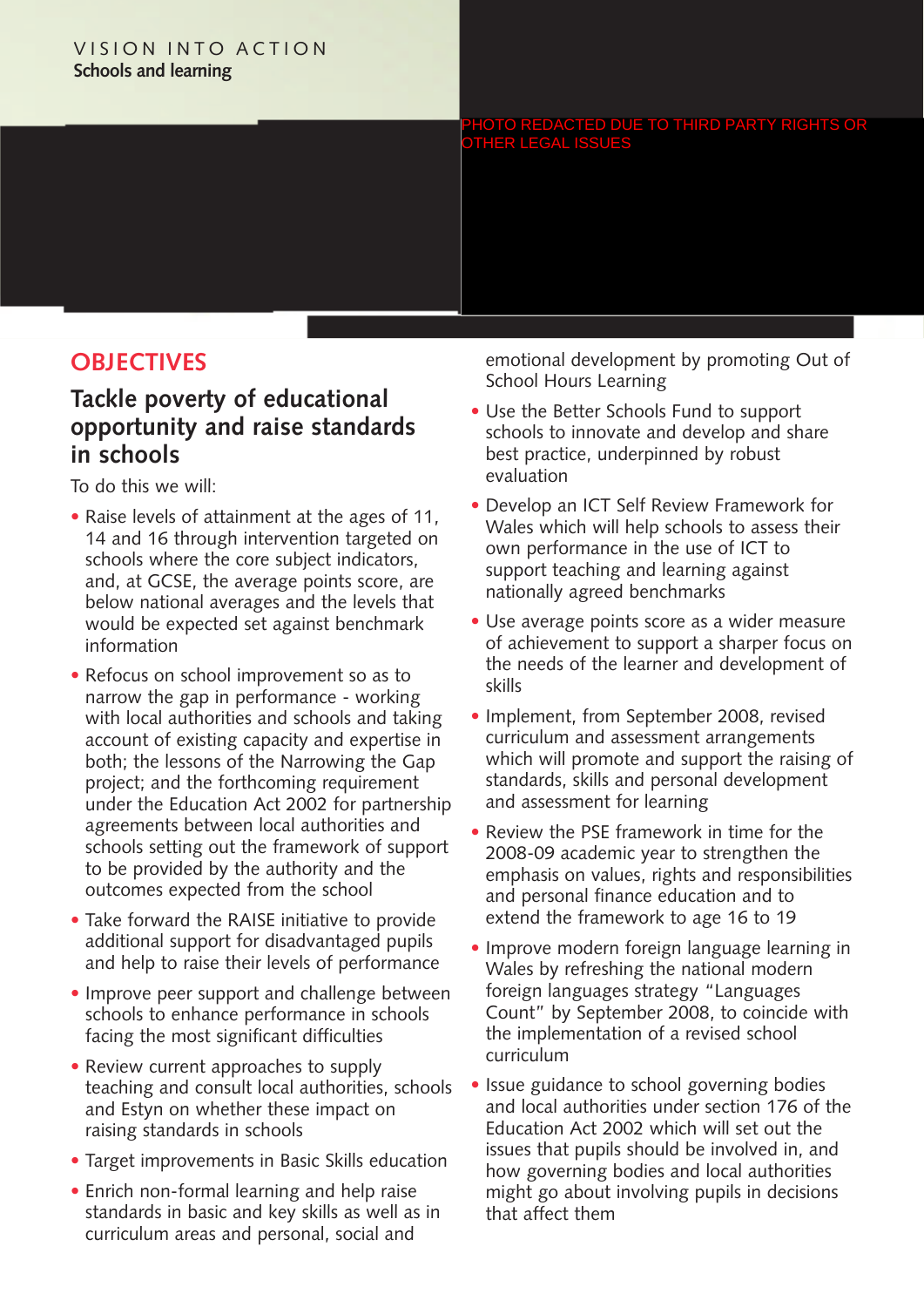## OBJECTIVES

### Tackle poverty of educational opportunity and raise standards in schools

To do this we will:

- Raise levels of attainment at the ages of 11, 14 and 16 through intervention targeted on schools where the core subject indicators, and, at GCSE, the average points score, are below national averages and the levels that would be expected set against benchmark information
- Refocus on school improvement so as to narrow the gap in performance - working with local authorities and schools and taking account of existing capacity and expertise in both; the lessons of the Narrowing the Gap project; and the forthcoming requirement under the Education Act 2002 for partnership agreements between local authorities and schools setting out the framework of support to be provided by the authority and the outcomes expected from the school
- Take forward the RAISE initiative to provide additional support for disadvantaged pupils and help to raise their levels of performance
- Improve peer support and challenge between schools to enhance performance in schools facing the most significant difficulties
- Review current approaches to supply teaching and consult local authorities, schools and Estyn on whether these impact on raising standards in schools
- Target improvements in Basic Skills education
- Enrich non-formal learning and help raise standards in basic and key skills as well as in curriculum areas and personal, social and emotional development by promoting Out of School Hours Learning
- Use the Better Schools Fund to support schools to innovate and develop and share best practice, underpinned by robust evaluation
- Develop an ICT Self Review Framework for Wales which will help schools to assess their own performance in the use of ICT to support teaching and learning against nationally agreed benchmarks
- Use average points score as a wider measure of achievement to support a sharper focus on the needs of the learner and development of skills
- Implement, from September 2008, revised curriculum and assessment arrangements which will promote and support the raising of standards, skills and personal development and assessment for learning
- Review the PSE framework in time for the 2008-09 academic year to strengthen the emphasis on values, rights and responsibilities and personal finance education and to extend the framework to age 16 to 19
- Improve modern foreign language learning in Wales by refreshing the national modern foreign languages strategy "Languages Count" by September 2008, to coincide with the implementation of a revised school curriculum
- Issue guidance to school governing bodies and local authorities under section 176 of the Education Act 2002 which will set out the issues that pupils should be involved in, and how governing bodies and local authorities might go about involving pupils in decisions that affect them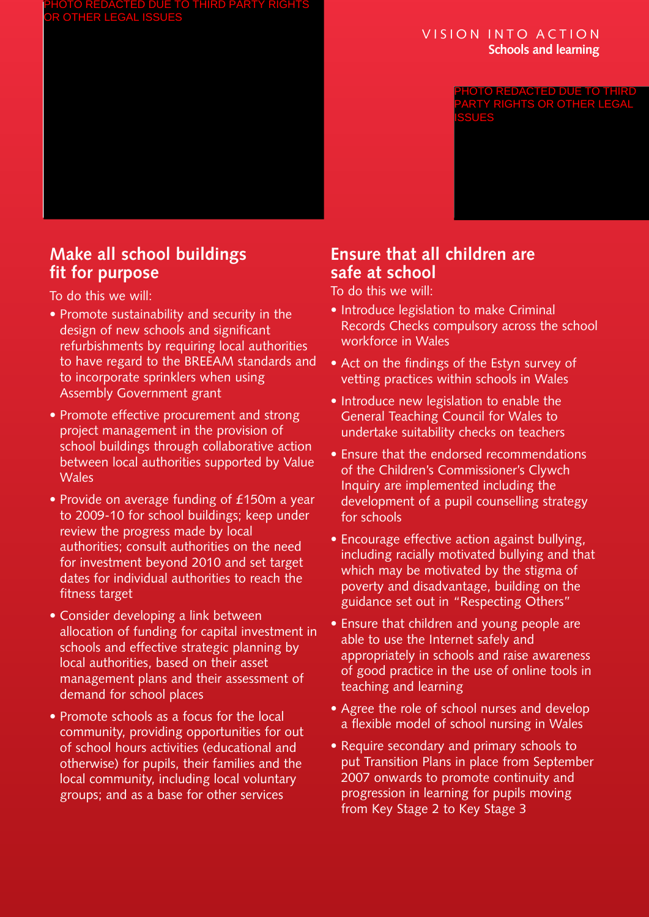## Make all school buildings fit for purpose

To do this we will:

- Promote sustainability and security in the design of new schools and significant refurbishments by requiring local authorities to have regard to the BREEAM standards and to incorporate sprinklers when using Assembly Government grant
- Promote effective procurement and strong project management in the provision of school buildings through collaborative action between local authorities supported by Value Wales
- Provide on average funding of £150m a year to 2009-10 for school buildings; keep under review the progress made by local authorities; consult authorities on the need for investment beyond 2010 and set target dates for individual authorities to reach the fitness target
- Consider developing a link between allocation of funding for capital investment in schools and effective strategic planning by local authorities, based on their asset management plans and their assessment of demand for school places
- Promote schools as a focus for the local community, providing opportunities for out of school hours activities (educational and otherwise) for pupils, their families and the local community, including local voluntary groups; and as a base for other services

## Ensure that all children are safe at school

To do this we will:

- Introduce legislation to make Criminal Records Checks compulsory across the school workforce in Wales
- Act on the findings of the Estyn survey of vetting practices within schools in Wales
- Introduce new legislation to enable the General Teaching Council for Wales to undertake suitability checks on teachers
- Ensure that the endorsed recommendations of the Children's Commissioner's Clywch Inquiry are implemented including the development of a pupil counselling strategy for schools
- Encourage effective action against bullying, including racially motivated bullying and that which may be motivated by the stigma of poverty and disadvantage, building on the guidance set out in "Respecting Others"
- Ensure that children and young people are able to use the Internet safely and appropriately in schools and raise awareness of good practice in the use of online tools in teaching and learning
- Agree the role of school nurses and develop a flexible model of school nursing in Wales
- Require secondary and primary schools to put Transition Plans in place from September 2007 onwards to promote continuity and progression in learning for pupils moving from Key Stage 2 to Key Stage 3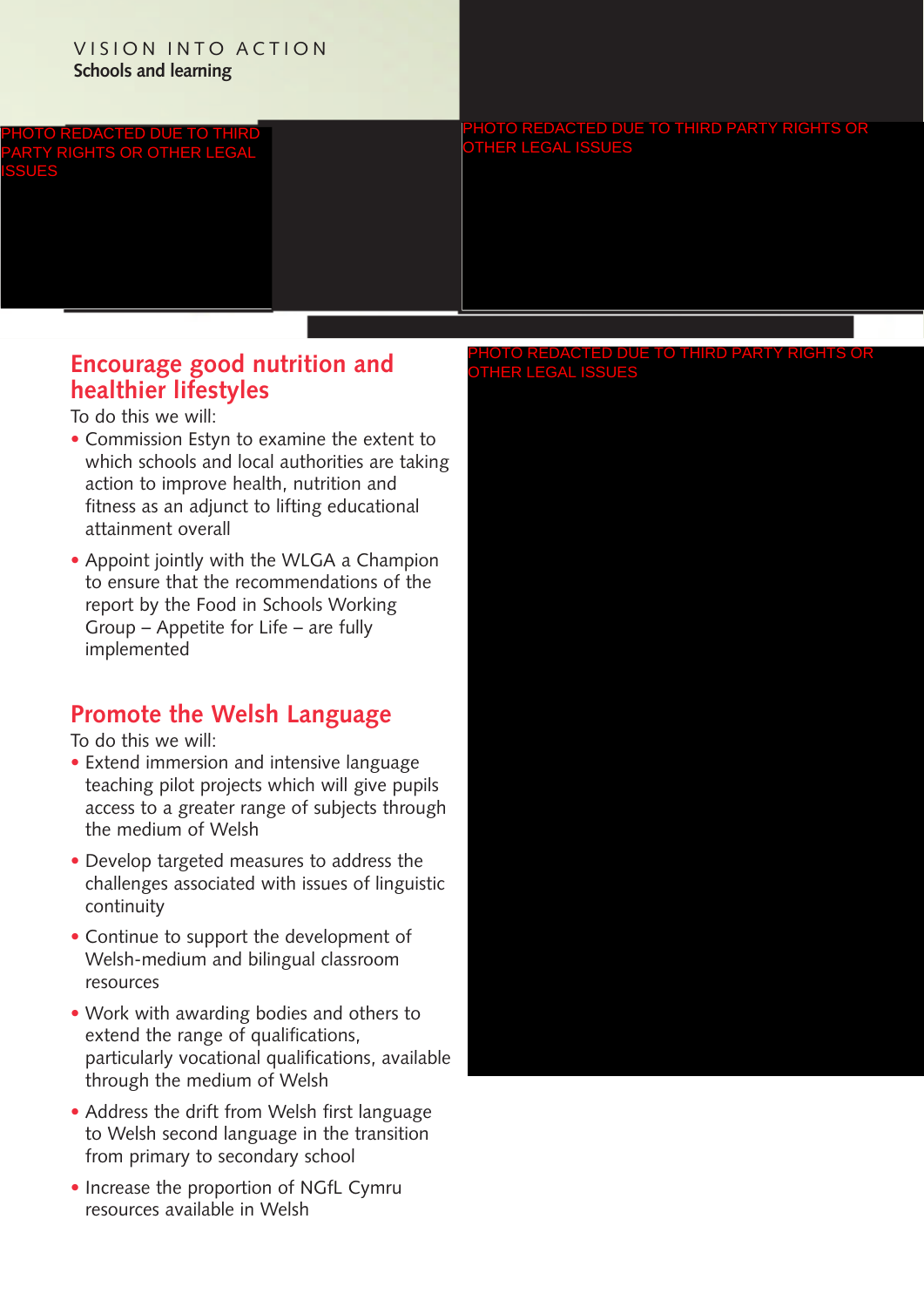## Encourage good nutrition and healthier lifestyles

To do this we will:

- Commission Estyn to examine the extent to which schools and local authorities are taking action to improve health, nutrition and fitness as an adjunct to lifting educational attainment overall
- Appoint jointly with the WLGA a Champion to ensure that the recommendations of the report by the Food in Schools Working Group – Appetite for Life – are fully implemented

## Promote the Welsh Language

To do this we will:

- Extend immersion and intensive language teaching pilot projects which will give pupils access to a greater range of subjects through the medium of Welsh
- Develop targeted measures to address the challenges associated with issues of linguistic continuity
- Continue to support the development of Welsh-medium and bilingual classroom resources
- Work with awarding bodies and others to extend the range of qualifications, particularly vocational qualifications, available through the medium of Welsh
- Address the drift from Welsh first language to Welsh second language in the transition from primary to secondary school
- Increase the proportion of NGfL Cymru resources available in Welsh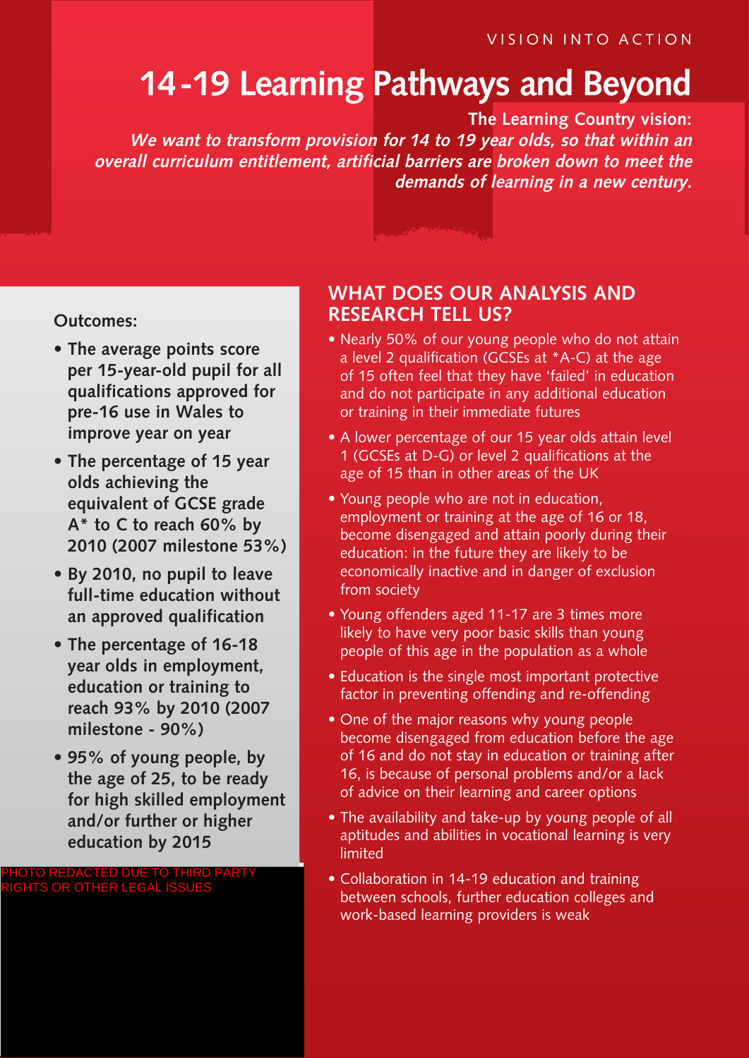VISION INTO ACTION

# 14-19 Learning Pathways and Beyond

**The Learning Country vision:**

***We want to transform provision for 14 to 19 year olds, so that within an overall curriculum entitlement, artificial barriers are broken down to meet the demands of learning in a new century.***

**Outcomes:**

- **The average points score per 15-year-old pupil for all qualifications approved for pre-16 use in Wales to improve year on year**
- **The percentage of 15 year olds achieving the equivalent of GCSE grade A* to C to reach 60% by 2010 (2007 milestone 53%)**
- **By 2010, no pupil to leave full-time education without an approved qualification**
- **The percentage of 16-18 year olds in employment, education or training to reach 93% by 2010 (2007 milestone - 90%)**
- **95% of young people, by the age of 25, to be ready for high skilled employment and/or further or higher education by 2015**

PHOTO REDACTED DUE TO THIRD PARTY RIGHTS OR OTHER LEGAL ISSUES

## WHAT DOES OUR ANALYSIS AND RESEARCH TELL US?

- Nearly 50% of our young people who do not attain a level 2 qualification (GCSEs at *A-C) at the age of 15 often feel that they have 'failed' in education and do not participate in any additional education or training in their immediate futures
- A lower percentage of our 15 year olds attain level 1 (GCSEs at D-G) or level 2 qualifications at the age of 15 than in other areas of the UK
- Young people who are not in education, employment or training at the age of 16 or 18, become disengaged and attain poorly during their education: in the future they are likely to be economically inactive and in danger of exclusion from society
- Young offenders aged 11-17 are 3 times more likely to have very poor basic skills than young people of this age in the population as a whole
- Education is the single most important protective factor in preventing offending and re-offending
- One of the major reasons why young people become disengaged from education before the age of 16 and do not stay in education or training after 16, is because of personal problems and/or a lack of advice on their learning and career options
- The availability and take-up by young people of all aptitudes and abilities in vocational learning is very limited
- Collaboration in 14-19 education and training between schools, further education colleges and work-based learning providers is weak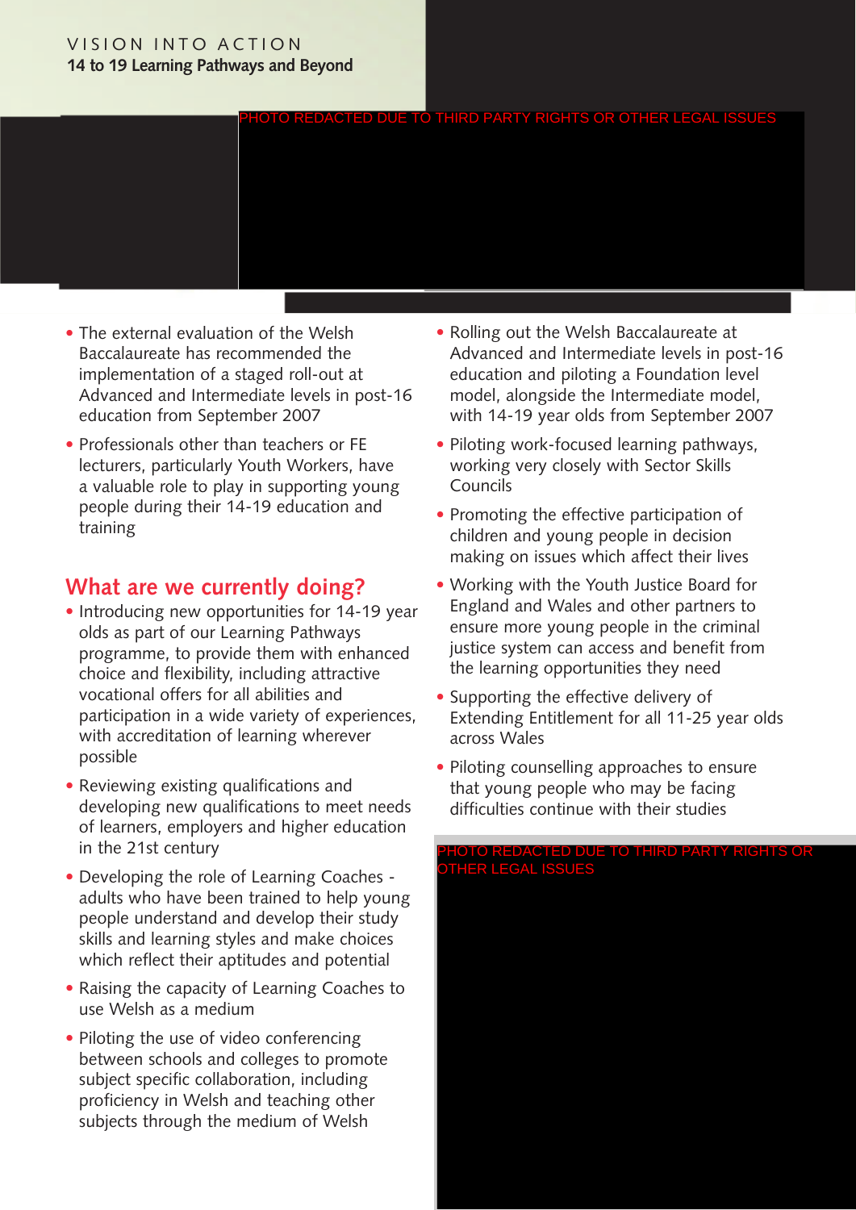- The external evaluation of the Welsh Baccalaureate has recommended the implementation of a staged roll-out at Advanced and Intermediate levels in post-16 education from September 2007
- Professionals other than teachers or FE lecturers, particularly Youth Workers, have a valuable role to play in supporting young people during their 14-19 education and training

## What are we currently doing?

- Introducing new opportunities for 14-19 year olds as part of our Learning Pathways programme, to provide them with enhanced choice and flexibility, including attractive vocational offers for all abilities and participation in a wide variety of experiences, with accreditation of learning wherever possible
- Reviewing existing qualifications and developing new qualifications to meet needs of learners, employers and higher education in the 21st century
- Developing the role of Learning Coaches - adults who have been trained to help young people understand and develop their study skills and learning styles and make choices which reflect their aptitudes and potential
- Raising the capacity of Learning Coaches to use Welsh as a medium
- Piloting the use of video conferencing between schools and colleges to promote subject specific collaboration, including proficiency in Welsh and teaching other subjects through the medium of Welsh
- Rolling out the Welsh Baccalaureate at Advanced and Intermediate levels in post-16 education and piloting a Foundation level model, alongside the Intermediate model, with 14-19 year olds from September 2007
- Piloting work-focused learning pathways, working very closely with Sector Skills Councils
- Promoting the effective participation of children and young people in decision making on issues which affect their lives
- Working with the Youth Justice Board for England and Wales and other partners to ensure more young people in the criminal justice system can access and benefit from the learning opportunities they need
- Supporting the effective delivery of Extending Entitlement for all 11-25 year olds across Wales
- Piloting counselling approaches to ensure that young people who may be facing difficulties continue with their studies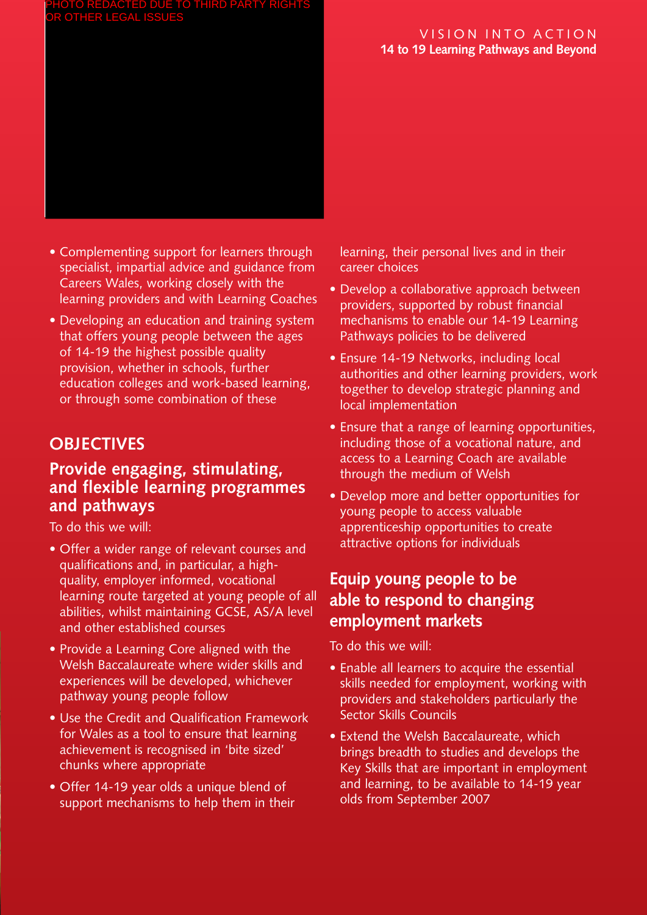PHOTO REDACTED DUE TO THIRD PARTY RIGHTS OR OTHER LEGAL ISSUES

- Complementing support for learners through specialist, impartial advice and guidance from Careers Wales, working closely with the learning providers and with Learning Coaches
- Developing an education and training system that offers young people between the ages of 14-19 the highest possible quality provision, whether in schools, further education colleges and work-based learning, or through some combination of these

## OBJECTIVES

### Provide engaging, stimulating, and flexible learning programmes and pathways

To do this we will:

- Offer a wider range of relevant courses and qualifications and, in particular, a high-quality, employer informed, vocational learning route targeted at young people of all abilities, whilst maintaining GCSE, AS/A level and other established courses
- Provide a Learning Core aligned with the Welsh Baccalaureate where wider skills and experiences will be developed, whichever pathway young people follow
- Use the Credit and Qualification Framework for Wales as a tool to ensure that learning achievement is recognised in 'bite sized' chunks where appropriate
- Offer 14-19 year olds a unique blend of support mechanisms to help them in their learning, their personal lives and in their career choices
- Develop a collaborative approach between providers, supported by robust financial mechanisms to enable our 14-19 Learning Pathways policies to be delivered
- Ensure 14-19 Networks, including local authorities and other learning providers, work together to develop strategic planning and local implementation
- Ensure that a range of learning opportunities, including those of a vocational nature, and access to a Learning Coach are available through the medium of Welsh
- Develop more and better opportunities for young people to access valuable apprenticeship opportunities to create attractive options for individuals

### Equip young people to be able to respond to changing employment markets

To do this we will:

- Enable all learners to acquire the essential skills needed for employment, working with providers and stakeholders particularly the Sector Skills Councils
- Extend the Welsh Baccalaureate, which brings breadth to studies and develops the Key Skills that are important in employment and learning, to be available to 14-19 year olds from September 2007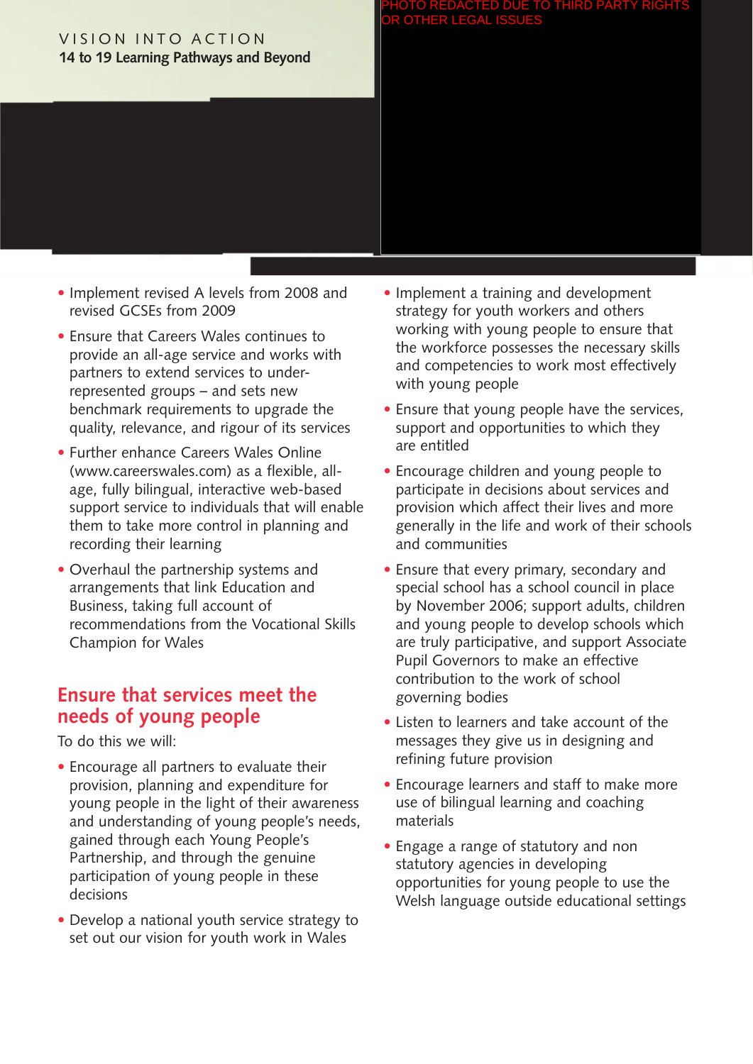- Implement revised A levels from 2008 and revised GCSEs from 2009
- Ensure that Careers Wales continues to provide an all-age service and works with partners to extend services to under-represented groups – and sets new benchmark requirements to upgrade the quality, relevance, and rigour of its services
- Further enhance Careers Wales Online (www.careerswales.com) as a flexible, all-age, fully bilingual, interactive web-based support service to individuals that will enable them to take more control in planning and recording their learning
- Overhaul the partnership systems and arrangements that link Education and Business, taking full account of recommendations from the Vocational Skills Champion for Wales

## Ensure that services meet the needs of young people

To do this we will:

- Encourage all partners to evaluate their provision, planning and expenditure for young people in the light of their awareness and understanding of young people's needs, gained through each Young People's Partnership, and through the genuine participation of young people in these decisions
- Develop a national youth service strategy to set out our vision for youth work in Wales
- Implement a training and development strategy for youth workers and others working with young people to ensure that the workforce possesses the necessary skills and competencies to work most effectively with young people
- Ensure that young people have the services, support and opportunities to which they are entitled
- Encourage children and young people to participate in decisions about services and provision which affect their lives and more generally in the life and work of their schools and communities
- Ensure that every primary, secondary and special school has a school council in place by November 2006; support adults, children and young people to develop schools which are truly participative, and support Associate Pupil Governors to make an effective contribution to the work of school governing bodies
- Listen to learners and take account of the messages they give us in designing and refining future provision
- Encourage learners and staff to make more use of bilingual learning and coaching materials
- Engage a range of statutory and non statutory agencies in developing opportunities for young people to use the Welsh language outside educational settings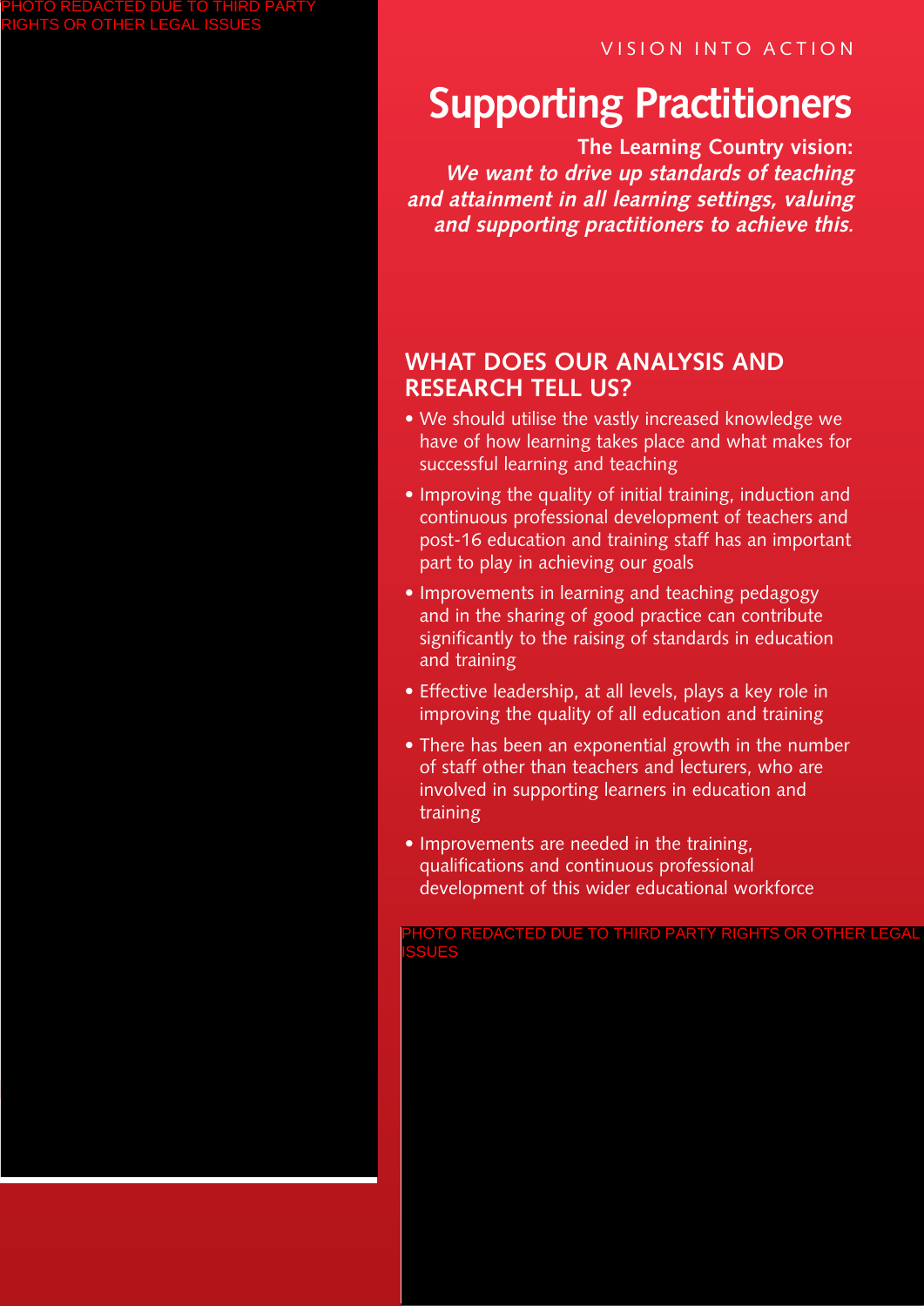VISION INTO ACTION

# Supporting Practitioners

**The Learning Country vision:**
***We want to drive up standards of teaching and attainment in all learning settings, valuing and supporting practitioners to achieve this.***

PHOTO REDACTED DUE TO THIRD PARTY RIGHTS OR OTHER LEGAL ISSUES

## WHAT DOES OUR ANALYSIS AND RESEARCH TELL US?

- We should utilise the vastly increased knowledge we have of how learning takes place and what makes for successful learning and teaching
- Improving the quality of initial training, induction and continuous professional development of teachers and post-16 education and training staff has an important part to play in achieving our goals
- Improvements in learning and teaching pedagogy and in the sharing of good practice can contribute significantly to the raising of standards in education and training
- Effective leadership, at all levels, plays a key role in improving the quality of all education and training
- There has been an exponential growth in the number of staff other than teachers and lecturers, who are involved in supporting learners in education and training
- Improvements are needed in the training, qualifications and continuous professional development of this wider educational workforce

PHOTO REDACTED DUE TO THIRD PARTY RIGHTS OR OTHER LEGAL ISSUES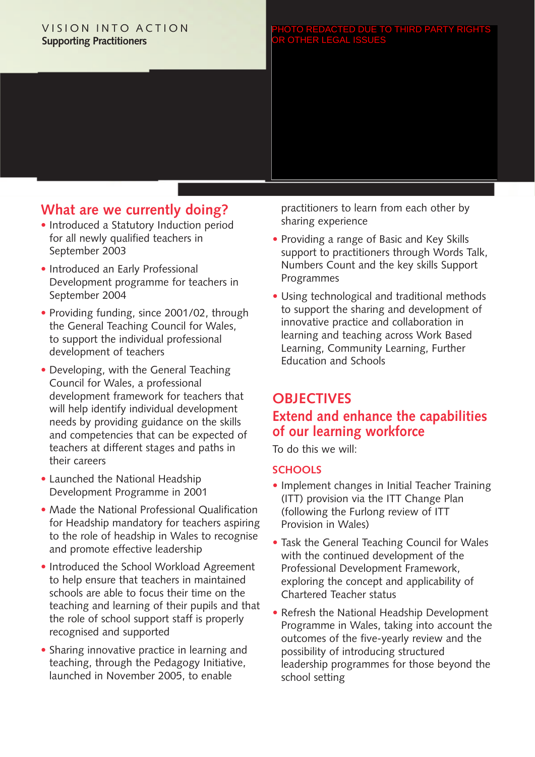VISION INTO ACTION
**Supporting Practitioners**

PHOTO REDACTED DUE TO THIRD PARTY RIGHTS OR OTHER LEGAL ISSUES

## What are we currently doing?

- Introduced a Statutory Induction period for all newly qualified teachers in September 2003
- Introduced an Early Professional Development programme for teachers in September 2004
- Providing funding, since 2001/02, through the General Teaching Council for Wales, to support the individual professional development of teachers
- Developing, with the General Teaching Council for Wales, a professional development framework for teachers that will help identify individual development needs by providing guidance on the skills and competencies that can be expected of teachers at different stages and paths in their careers
- Launched the National Headship Development Programme in 2001
- Made the National Professional Qualification for Headship mandatory for teachers aspiring to the role of headship in Wales to recognise and promote effective leadership
- Introduced the School Workload Agreement to help ensure that teachers in maintained schools are able to focus their time on the teaching and learning of their pupils and that the role of school support staff is properly recognised and supported
- Sharing innovative practice in learning and teaching, through the Pedagogy Initiative, launched in November 2005, to enable practitioners to learn from each other by sharing experience
- Providing a range of Basic and Key Skills support to practitioners through Words Talk, Numbers Count and the key skills Support Programmes
- Using technological and traditional methods to support the sharing and development of innovative practice and collaboration in learning and teaching across Work Based Learning, Community Learning, Further Education and Schools

## OBJECTIVES

## Extend and enhance the capabilities of our learning workforce

To do this we will:

### SCHOOLS

- Implement changes in Initial Teacher Training (ITT) provision via the ITT Change Plan (following the Furlong review of ITT Provision in Wales)
- Task the General Teaching Council for Wales with the continued development of the Professional Development Framework, exploring the concept and applicability of Chartered Teacher status
- Refresh the National Headship Development Programme in Wales, taking into account the outcomes of the five-yearly review and the possibility of introducing structured leadership programmes for those beyond the school setting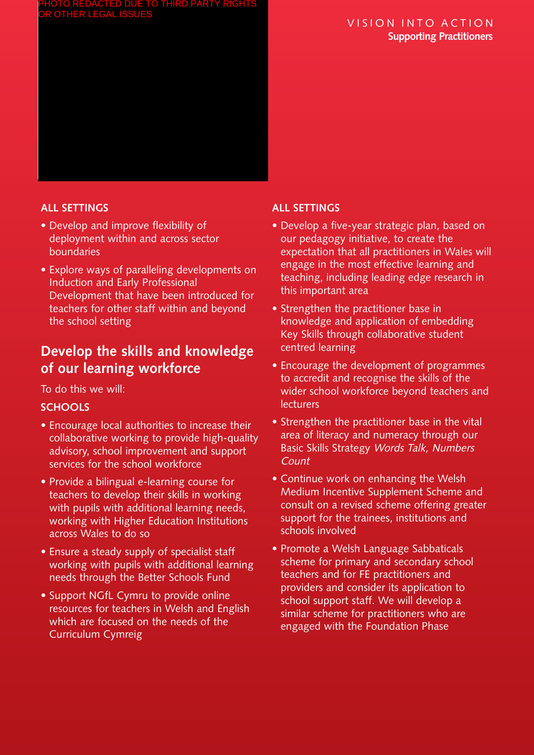PHOTO REDACTED DUE TO THIRD PARTY RIGHTS OR OTHER LEGAL ISSUES

**ALL SETTINGS**

- Develop and improve flexibility of deployment within and across sector boundaries
- Explore ways of paralleling developments on Induction and Early Professional Development that have been introduced for teachers for other staff within and beyond the school setting

## Develop the skills and knowledge of our learning workforce

To do this we will:

**SCHOOLS**

- Encourage local authorities to increase their collaborative working to provide high-quality advisory, school improvement and support services for the school workforce
- Provide a bilingual e-learning course for teachers to develop their skills in working with pupils with additional learning needs, working with Higher Education Institutions across Wales to do so
- Ensure a steady supply of specialist staff working with pupils with additional learning needs through the Better Schools Fund
- Support NGfL Cymru to provide online resources for teachers in Welsh and English which are focused on the needs of the Curriculum Cymreig

**ALL SETTINGS**

- Develop a five-year strategic plan, based on our pedagogy initiative, to create the expectation that all practitioners in Wales will engage in the most effective learning and teaching, including leading edge research in this important area
- Strengthen the practitioner base in knowledge and application of embedding Key Skills through collaborative student centred learning
- Encourage the development of programmes to accredit and recognise the skills of the wider school workforce beyond teachers and lecturers
- Strengthen the practitioner base in the vital area of literacy and numeracy through our Basic Skills Strategy *Words Talk, Numbers Count*
- Continue work on enhancing the Welsh Medium Incentive Supplement Scheme and consult on a revised scheme offering greater support for the trainees, institutions and schools involved
- Promote a Welsh Language Sabbaticals scheme for primary and secondary school teachers and for FE practitioners and providers and consider its application to school support staff. We will develop a similar scheme for practitioners who are engaged with the Foundation Phase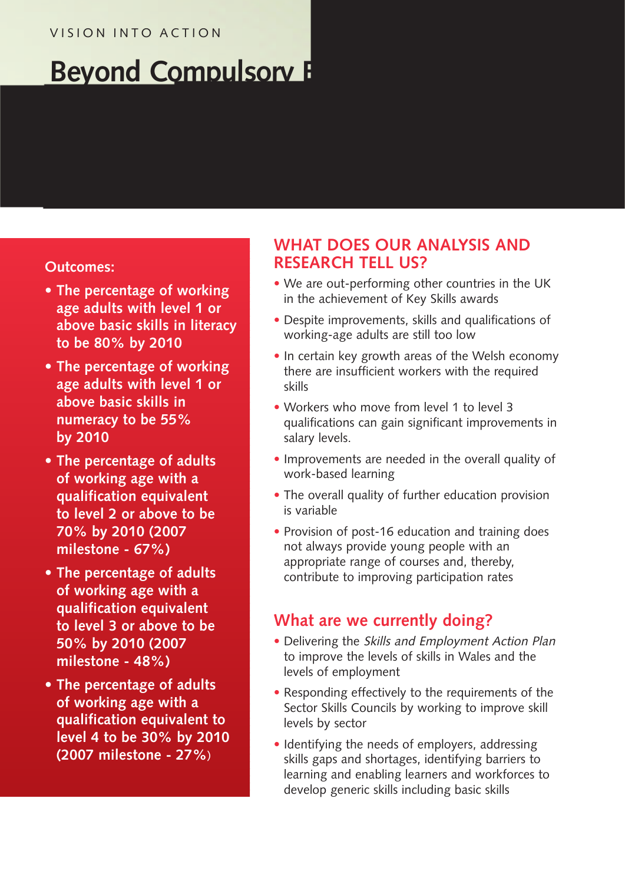VISION INTO ACTION

# Beyond Compulsory E

**Outcomes:**

- **The percentage of working age adults with level 1 or above basic skills in literacy to be 80% by 2010**
- **The percentage of working age adults with level 1 or above basic skills in numeracy to be 55% by 2010**
- **The percentage of adults of working age with a qualification equivalent to level 2 or above to be 70% by 2010 (2007 milestone - 67%)**
- **The percentage of adults of working age with a qualification equivalent to level 3 or above to be 50% by 2010 (2007 milestone - 48%)**
- **The percentage of adults of working age with a qualification equivalent to level 4 to be 30% by 2010 (2007 milestone - 27%)**

## WHAT DOES OUR ANALYSIS AND RESEARCH TELL US?

- We are out-performing other countries in the UK in the achievement of Key Skills awards
- Despite improvements, skills and qualifications of working-age adults are still too low
- In certain key growth areas of the Welsh economy there are insufficient workers with the required skills
- Workers who move from level 1 to level 3 qualifications can gain significant improvements in salary levels.
- Improvements are needed in the overall quality of work-based learning
- The overall quality of further education provision is variable
- Provision of post-16 education and training does not always provide young people with an appropriate range of courses and, thereby, contribute to improving participation rates

## What are we currently doing?

- Delivering the *Skills and Employment Action Plan* to improve the levels of skills in Wales and the levels of employment
- Responding effectively to the requirements of the Sector Skills Councils by working to improve skill levels by sector
- Identifying the needs of employers, addressing skills gaps and shortages, identifying barriers to learning and enabling learners and workforces to develop generic skills including basic skills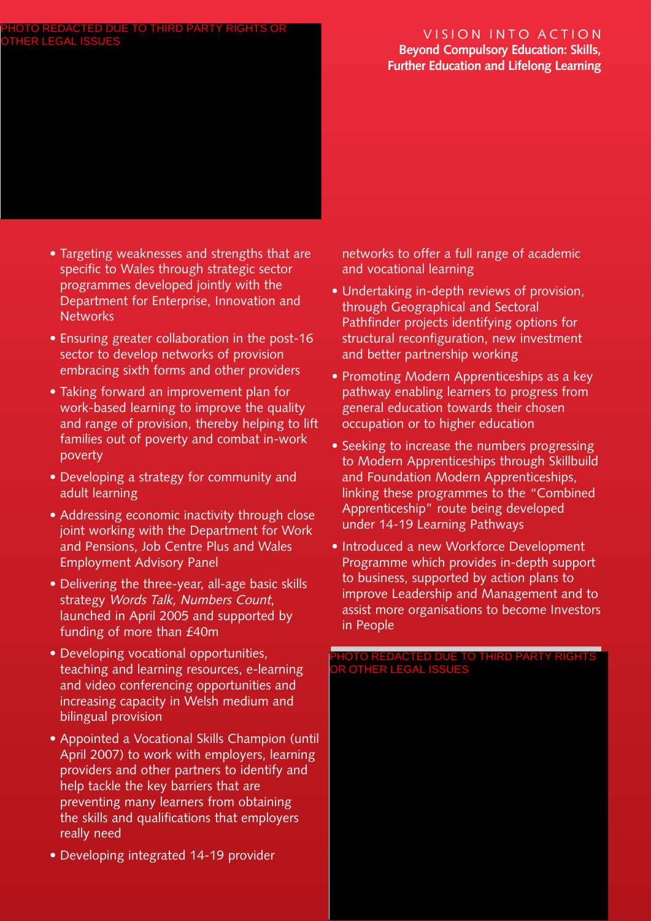- Targeting weaknesses and strengths that are specific to Wales through strategic sector programmes developed jointly with the Department for Enterprise, Innovation and Networks
- Ensuring greater collaboration in the post-16 sector to develop networks of provision embracing sixth forms and other providers
- Taking forward an improvement plan for work-based learning to improve the quality and range of provision, thereby helping to lift families out of poverty and combat in-work poverty
- Developing a strategy for community and adult learning
- Addressing economic inactivity through close joint working with the Department for Work and Pensions, Job Centre Plus and Wales Employment Advisory Panel
- Delivering the three-year, all-age basic skills strategy *Words Talk, Numbers Count*, launched in April 2005 and supported by funding of more than £40m
- Developing vocational opportunities, teaching and learning resources, e-learning and video conferencing opportunities and increasing capacity in Welsh medium and bilingual provision
- Appointed a Vocational Skills Champion (until April 2007) to work with employers, learning providers and other partners to identify and help tackle the key barriers that are preventing many learners from obtaining the skills and qualifications that employers really need
- Developing integrated 14-19 provider networks to offer a full range of academic and vocational learning
- Undertaking in-depth reviews of provision, through Geographical and Sectoral Pathfinder projects identifying options for structural reconfiguration, new investment and better partnership working
- Promoting Modern Apprenticeships as a key pathway enabling learners to progress from general education towards their chosen occupation or to higher education
- Seeking to increase the numbers progressing to Modern Apprenticeships through Skillbuild and Foundation Modern Apprenticeships, linking these programmes to the "Combined Apprenticeship" route being developed under 14-19 Learning Pathways
- Introduced a new Workforce Development Programme which provides in-depth support to business, supported by action plans to improve Leadership and Management and to assist more organisations to become Investors in People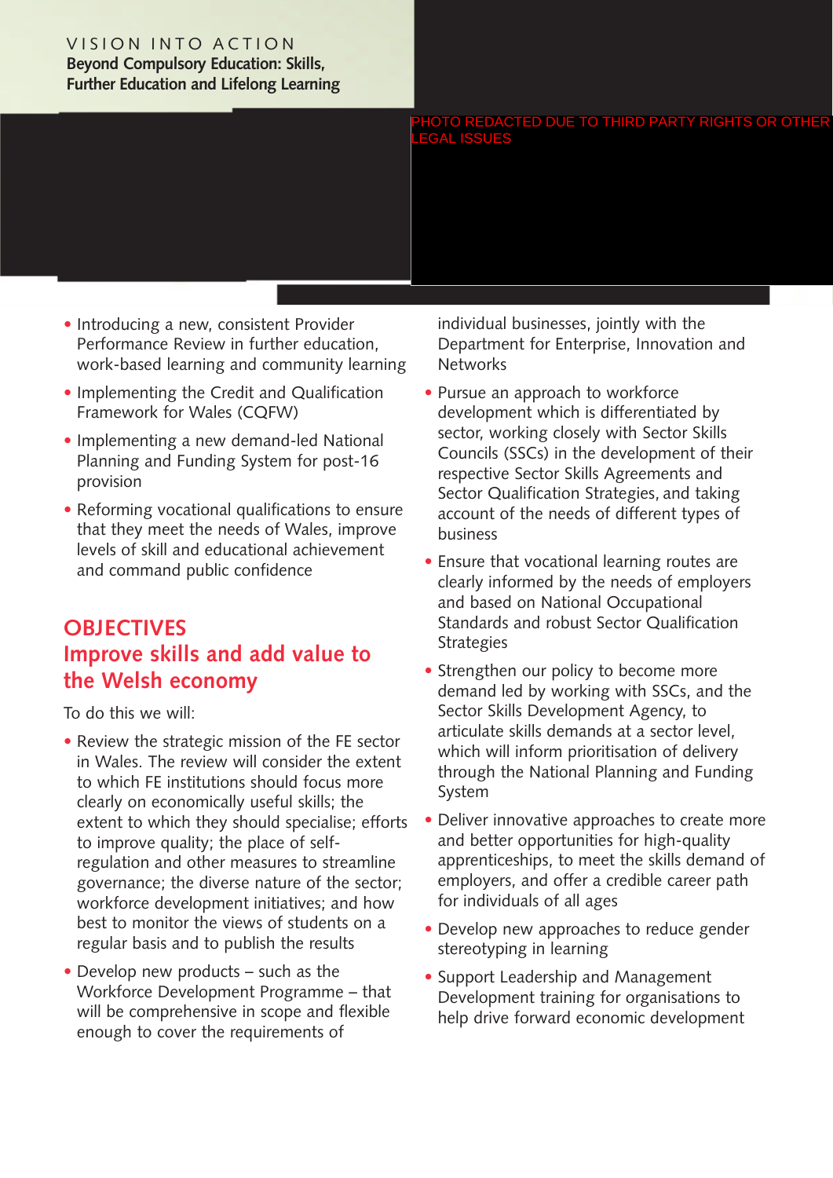- Introducing a new, consistent Provider Performance Review in further education, work-based learning and community learning
- Implementing the Credit and Qualification Framework for Wales (CQFW)
- Implementing a new demand-led National Planning and Funding System for post-16 provision
- Reforming vocational qualifications to ensure that they meet the needs of Wales, improve levels of skill and educational achievement and command public confidence

## OBJECTIVES

## Improve skills and add value to the Welsh economy

To do this we will:

- Review the strategic mission of the FE sector in Wales. The review will consider the extent to which FE institutions should focus more clearly on economically useful skills; the extent to which they should specialise; efforts to improve quality; the place of self-regulation and other measures to streamline governance; the diverse nature of the sector; workforce development initiatives; and how best to monitor the views of students on a regular basis and to publish the results
- Develop new products – such as the Workforce Development Programme – that will be comprehensive in scope and flexible enough to cover the requirements of individual businesses, jointly with the Department for Enterprise, Innovation and Networks
- Pursue an approach to workforce development which is differentiated by sector, working closely with Sector Skills Councils (SSCs) in the development of their respective Sector Skills Agreements and Sector Qualification Strategies, and taking account of the needs of different types of business
- Ensure that vocational learning routes are clearly informed by the needs of employers and based on National Occupational Standards and robust Sector Qualification Strategies
- Strengthen our policy to become more demand led by working with SSCs, and the Sector Skills Development Agency, to articulate skills demands at a sector level, which will inform prioritisation of delivery through the National Planning and Funding System
- Deliver innovative approaches to create more and better opportunities for high-quality apprenticeships, to meet the skills demand of employers, and offer a credible career path for individuals of all ages
- Develop new approaches to reduce gender stereotyping in learning
- Support Leadership and Management Development training for organisations to help drive forward economic development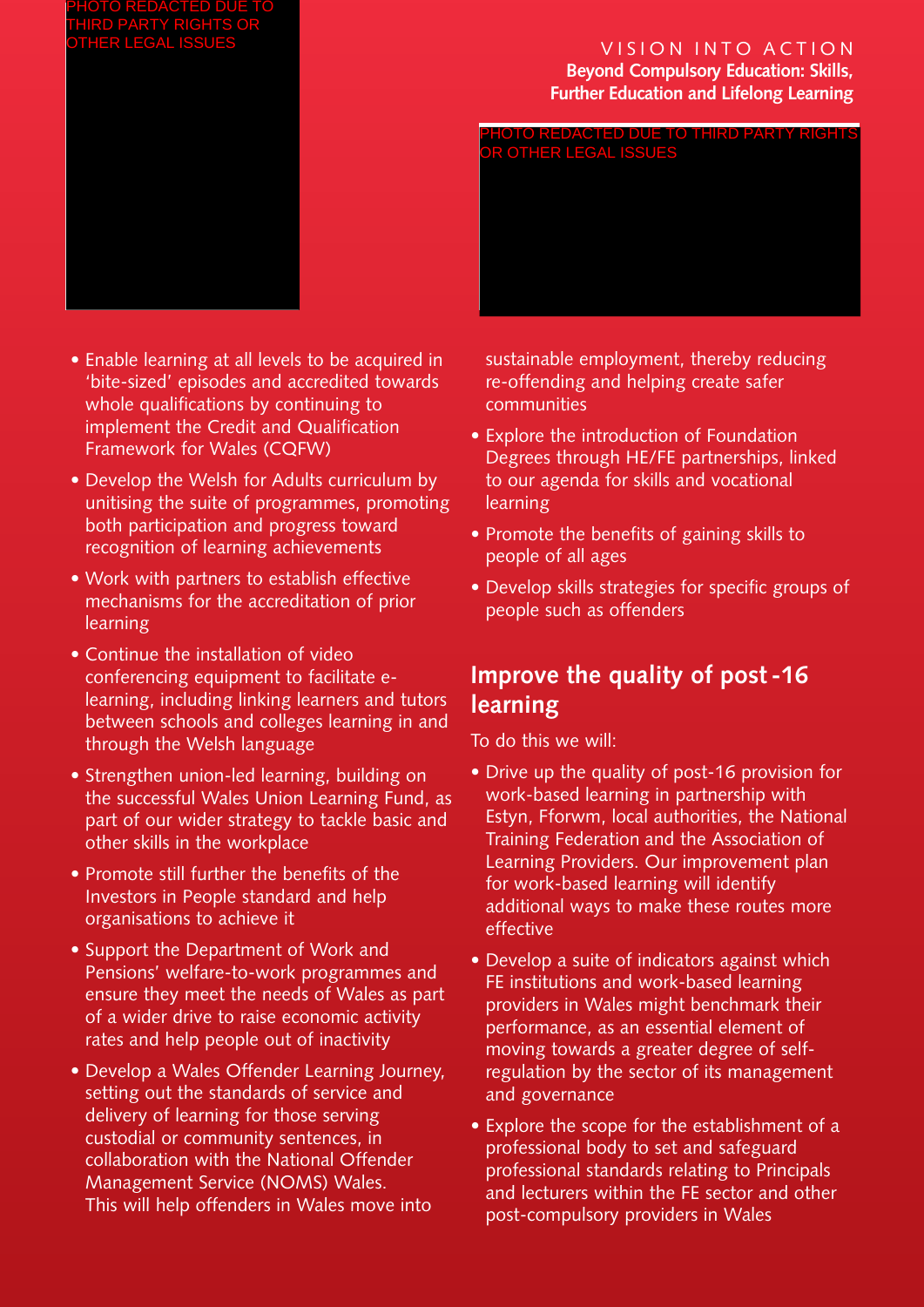- Enable learning at all levels to be acquired in 'bite-sized' episodes and accredited towards whole qualifications by continuing to implement the Credit and Qualification Framework for Wales (CQFW)
- Develop the Welsh for Adults curriculum by unitising the suite of programmes, promoting both participation and progress toward recognition of learning achievements
- Work with partners to establish effective mechanisms for the accreditation of prior learning
- Continue the installation of video conferencing equipment to facilitate e-learning, including linking learners and tutors between schools and colleges learning in and through the Welsh language
- Strengthen union-led learning, building on the successful Wales Union Learning Fund, as part of our wider strategy to tackle basic and other skills in the workplace
- Promote still further the benefits of the Investors in People standard and help organisations to achieve it
- Support the Department of Work and Pensions' welfare-to-work programmes and ensure they meet the needs of Wales as part of a wider drive to raise economic activity rates and help people out of inactivity
- Develop a Wales Offender Learning Journey, setting out the standards of service and delivery of learning for those serving custodial or community sentences, in collaboration with the National Offender Management Service (NOMS) Wales. This will help offenders in Wales move into sustainable employment, thereby reducing re-offending and helping create safer communities
- Explore the introduction of Foundation Degrees through HE/FE partnerships, linked to our agenda for skills and vocational learning
- Promote the benefits of gaining skills to people of all ages
- Develop skills strategies for specific groups of people such as offenders

## Improve the quality of post-16 learning

To do this we will:

- Drive up the quality of post-16 provision for work-based learning in partnership with Estyn, Fforwm, local authorities, the National Training Federation and the Association of Learning Providers. Our improvement plan for work-based learning will identify additional ways to make these routes more effective
- Develop a suite of indicators against which FE institutions and work-based learning providers in Wales might benchmark their performance, as an essential element of moving towards a greater degree of self-regulation by the sector of its management and governance
- Explore the scope for the establishment of a professional body to set and safeguard professional standards relating to Principals and lecturers within the FE sector and other post-compulsory providers in Wales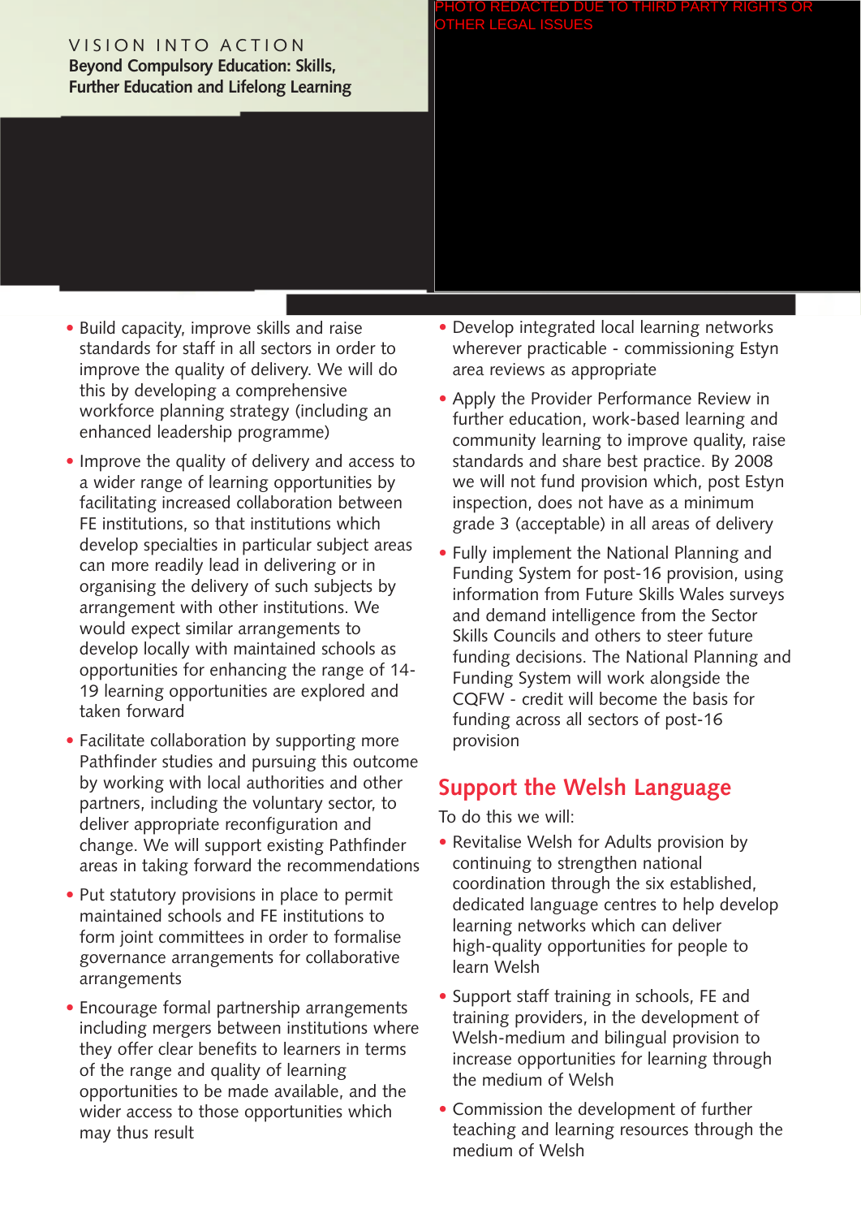- Build capacity, improve skills and raise standards for staff in all sectors in order to improve the quality of delivery. We will do this by developing a comprehensive workforce planning strategy (including an enhanced leadership programme)
- Improve the quality of delivery and access to a wider range of learning opportunities by facilitating increased collaboration between FE institutions, so that institutions which develop specialties in particular subject areas can more readily lead in delivering or in organising the delivery of such subjects by arrangement with other institutions. We would expect similar arrangements to develop locally with maintained schools as opportunities for enhancing the range of 14-19 learning opportunities are explored and taken forward
- Facilitate collaboration by supporting more Pathfinder studies and pursuing this outcome by working with local authorities and other partners, including the voluntary sector, to deliver appropriate reconfiguration and change. We will support existing Pathfinder areas in taking forward the recommendations
- Put statutory provisions in place to permit maintained schools and FE institutions to form joint committees in order to formalise governance arrangements for collaborative arrangements
- Encourage formal partnership arrangements including mergers between institutions where they offer clear benefits to learners in terms of the range and quality of learning opportunities to be made available, and the wider access to those opportunities which may thus result
- Develop integrated local learning networks wherever practicable - commissioning Estyn area reviews as appropriate
- Apply the Provider Performance Review in further education, work-based learning and community learning to improve quality, raise standards and share best practice. By 2008 we will not fund provision which, post Estyn inspection, does not have as a minimum grade 3 (acceptable) in all areas of delivery
- Fully implement the National Planning and Funding System for post-16 provision, using information from Future Skills Wales surveys and demand intelligence from the Sector Skills Councils and others to steer future funding decisions. The National Planning and Funding System will work alongside the CQFW - credit will become the basis for funding across all sectors of post-16 provision

## Support the Welsh Language

To do this we will:

- Revitalise Welsh for Adults provision by continuing to strengthen national coordination through the six established, dedicated language centres to help develop learning networks which can deliver high-quality opportunities for people to learn Welsh
- Support staff training in schools, FE and training providers, in the development of Welsh-medium and bilingual provision to increase opportunities for learning through the medium of Welsh
- Commission the development of further teaching and learning resources through the medium of Welsh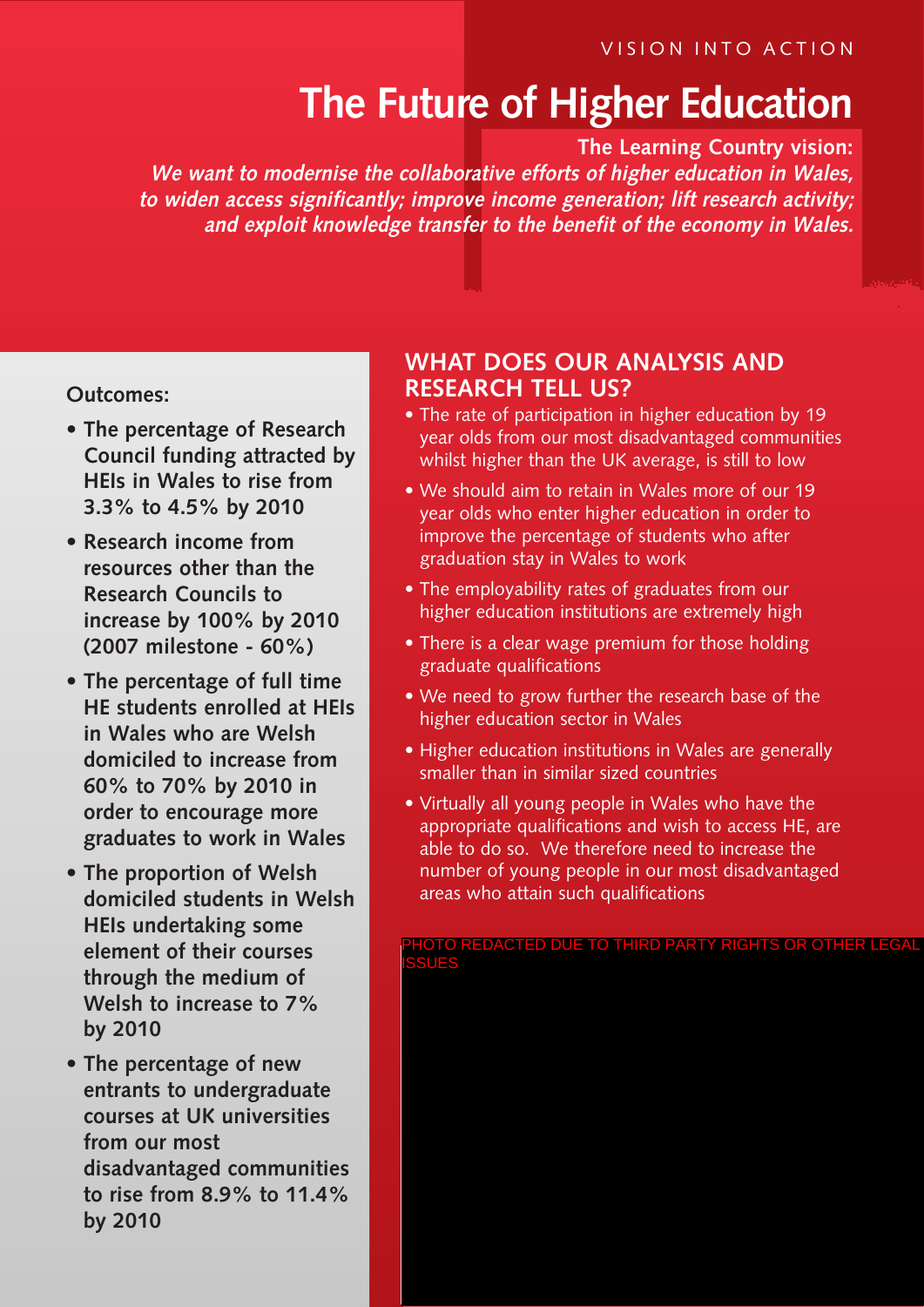VISION INTO ACTION

# The Future of Higher Education

**The Learning Country vision:**

***We want to modernise the collaborative efforts of higher education in Wales, to widen access significantly; improve income generation; lift research activity; and exploit knowledge transfer to the benefit of the economy in Wales.***

**Outcomes:**

- **The percentage of Research Council funding attracted by HEIs in Wales to rise from 3.3% to 4.5% by 2010**
- **Research income from resources other than the Research Councils to increase by 100% by 2010 (2007 milestone - 60%)**
- **The percentage of full time HE students enrolled at HEIs in Wales who are Welsh domiciled to increase from 60% to 70% by 2010 in order to encourage more graduates to work in Wales**
- **The proportion of Welsh domiciled students in Welsh HEIs undertaking some element of their courses through the medium of Welsh to increase to 7% by 2010**
- **The percentage of new entrants to undergraduate courses at UK universities from our most disadvantaged communities to rise from 8.9% to 11.4% by 2010**

## WHAT DOES OUR ANALYSIS AND RESEARCH TELL US?

- The rate of participation in higher education by 19 year olds from our most disadvantaged communities whilst higher than the UK average, is still to low
- We should aim to retain in Wales more of our 19 year olds who enter higher education in order to improve the percentage of students who after graduation stay in Wales to work
- The employability rates of graduates from our higher education institutions are extremely high
- There is a clear wage premium for those holding graduate qualifications
- We need to grow further the research base of the higher education sector in Wales
- Higher education institutions in Wales are generally smaller than in similar sized countries
- Virtually all young people in Wales who have the appropriate qualifications and wish to access HE, are able to do so. We therefore need to increase the number of young people in our most disadvantaged areas who attain such qualifications

PHOTO REDACTED DUE TO THIRD PARTY RIGHTS OR OTHER LEGAL ISSUES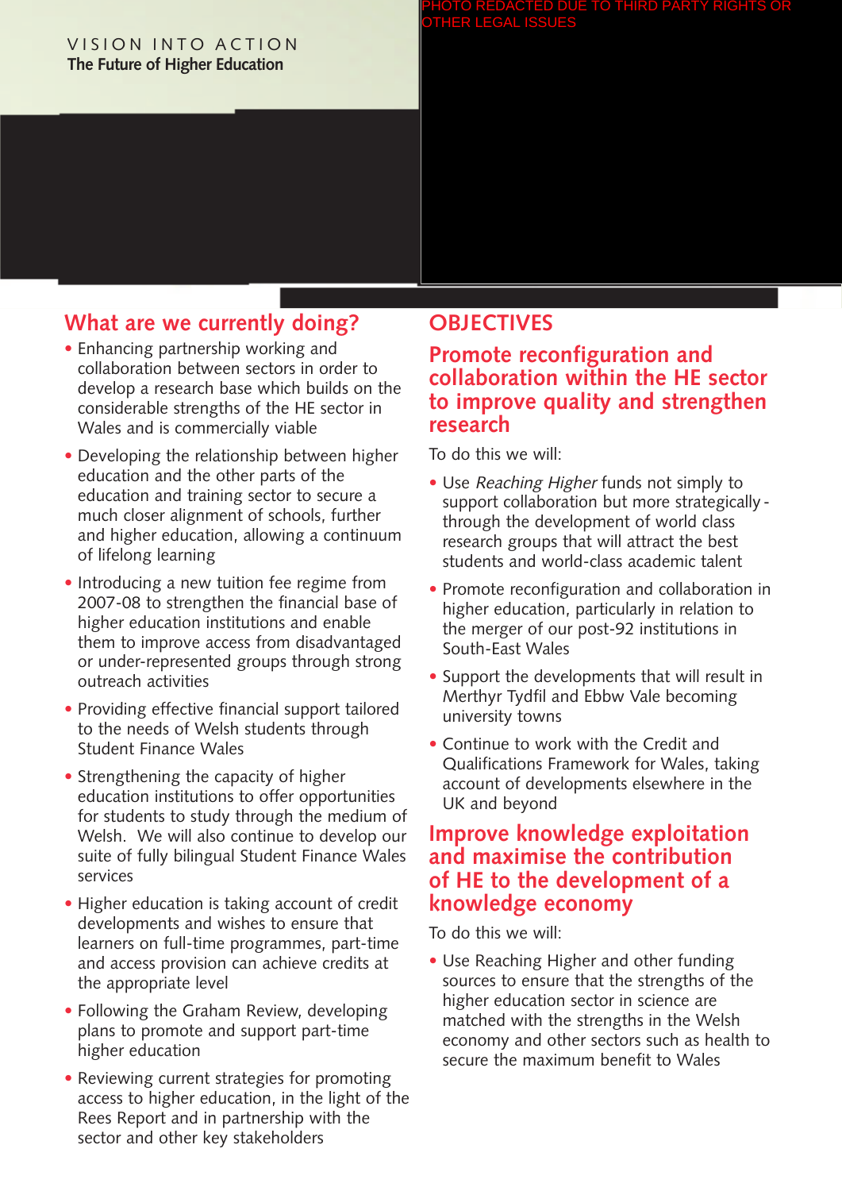## What are we currently doing?

- Enhancing partnership working and collaboration between sectors in order to develop a research base which builds on the considerable strengths of the HE sector in Wales and is commercially viable
- Developing the relationship between higher education and the other parts of the education and training sector to secure a much closer alignment of schools, further and higher education, allowing a continuum of lifelong learning
- Introducing a new tuition fee regime from 2007-08 to strengthen the financial base of higher education institutions and enable them to improve access from disadvantaged or under-represented groups through strong outreach activities
- Providing effective financial support tailored to the needs of Welsh students through Student Finance Wales
- Strengthening the capacity of higher education institutions to offer opportunities for students to study through the medium of Welsh. We will also continue to develop our suite of fully bilingual Student Finance Wales services
- Higher education is taking account of credit developments and wishes to ensure that learners on full-time programmes, part-time and access provision can achieve credits at the appropriate level
- Following the Graham Review, developing plans to promote and support part-time higher education
- Reviewing current strategies for promoting access to higher education, in the light of the Rees Report and in partnership with the sector and other key stakeholders

## OBJECTIVES

### Promote reconfiguration and collaboration within the HE sector to improve quality and strengthen research

To do this we will:

- Use *Reaching Higher* funds not simply to support collaboration but more strategically - through the development of world class research groups that will attract the best students and world-class academic talent
- Promote reconfiguration and collaboration in higher education, particularly in relation to the merger of our post-92 institutions in South-East Wales
- Support the developments that will result in Merthyr Tydfil and Ebbw Vale becoming university towns
- Continue to work with the Credit and Qualifications Framework for Wales, taking account of developments elsewhere in the UK and beyond

### Improve knowledge exploitation and maximise the contribution of HE to the development of a knowledge economy

To do this we will:

- Use Reaching Higher and other funding sources to ensure that the strengths of the higher education sector in science are matched with the strengths in the Welsh economy and other sectors such as health to secure the maximum benefit to Wales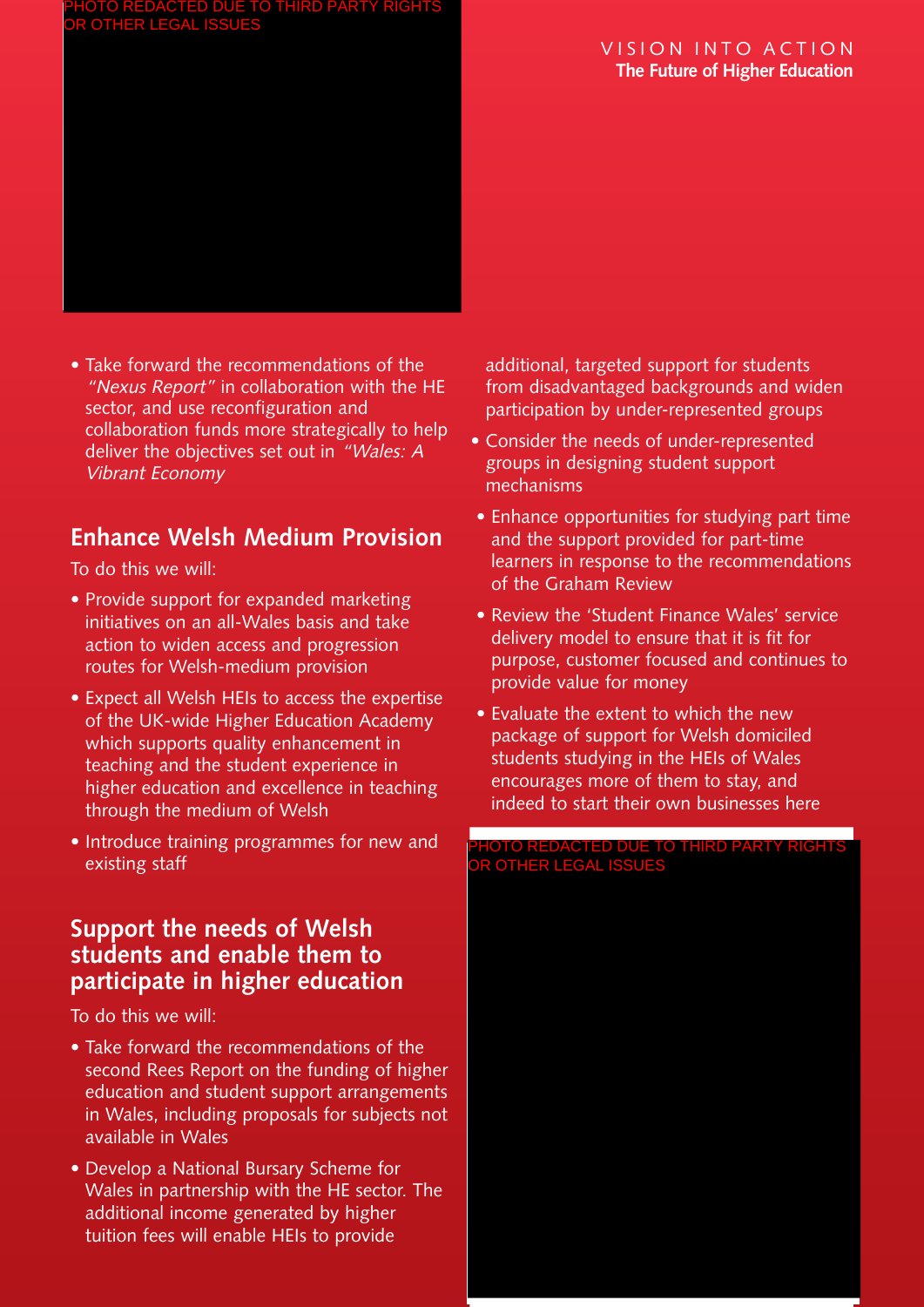- Take forward the recommendations of the *"Nexus Report"* in collaboration with the HE sector, and use reconfiguration and collaboration funds more strategically to help deliver the objectives set out in *"Wales: A Vibrant Economy*

## Enhance Welsh Medium Provision

To do this we will:

- Provide support for expanded marketing initiatives on an all-Wales basis and take action to widen access and progression routes for Welsh-medium provision
- Expect all Welsh HEIs to access the expertise of the UK-wide Higher Education Academy which supports quality enhancement in teaching and the student experience in higher education and excellence in teaching through the medium of Welsh
- Introduce training programmes for new and existing staff

## Support the needs of Welsh students and enable them to participate in higher education

To do this we will:

- Take forward the recommendations of the second Rees Report on the funding of higher education and student support arrangements in Wales, including proposals for subjects not available in Wales
- Develop a National Bursary Scheme for Wales in partnership with the HE sector. The additional income generated by higher tuition fees will enable HEIs to provide additional, targeted support for students from disadvantaged backgrounds and widen participation by under-represented groups
- Consider the needs of under-represented groups in designing student support mechanisms
- Enhance opportunities for studying part time and the support provided for part-time learners in response to the recommendations of the Graham Review
- Review the 'Student Finance Wales' service delivery model to ensure that it is fit for purpose, customer focused and continues to provide value for money
- Evaluate the extent to which the new package of support for Welsh domiciled students studying in the HEIs of Wales encourages more of them to stay, and indeed to start their own businesses here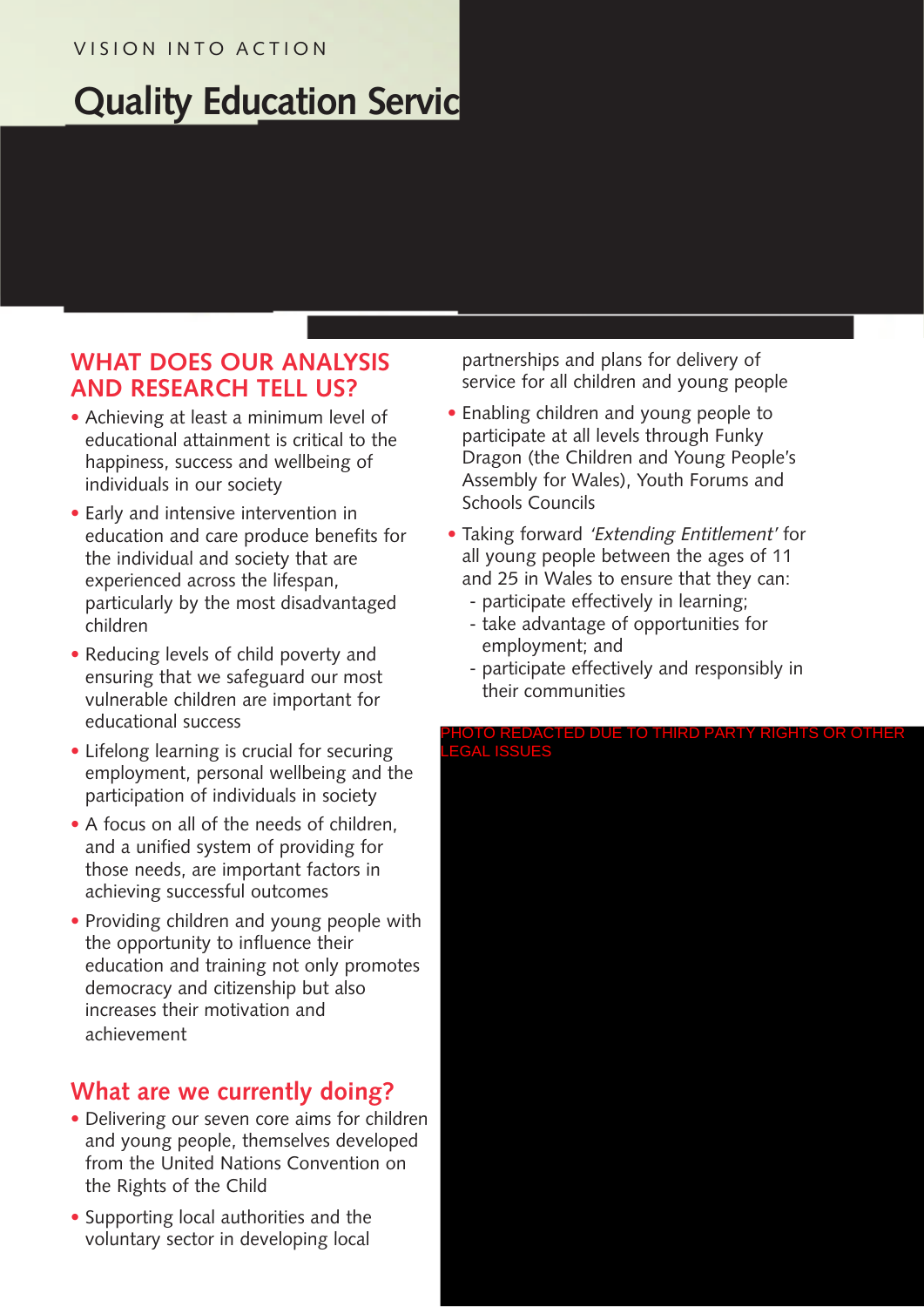VISION INTO ACTION

# Quality Education Servic

## WHAT DOES OUR ANALYSIS AND RESEARCH TELL US?

- Achieving at least a minimum level of educational attainment is critical to the happiness, success and wellbeing of individuals in our society
- Early and intensive intervention in education and care produce benefits for the individual and society that are experienced across the lifespan, particularly by the most disadvantaged children
- Reducing levels of child poverty and ensuring that we safeguard our most vulnerable children are important for educational success
- Lifelong learning is crucial for securing employment, personal wellbeing and the participation of individuals in society
- A focus on all of the needs of children, and a unified system of providing for those needs, are important factors in achieving successful outcomes
- Providing children and young people with the opportunity to influence their education and training not only promotes democracy and citizenship but also increases their motivation and achievement

## What are we currently doing?

- Delivering our seven core aims for children and young people, themselves developed from the United Nations Convention on the Rights of the Child
- Supporting local authorities and the voluntary sector in developing local partnerships and plans for delivery of service for all children and young people
- Enabling children and young people to participate at all levels through Funky Dragon (the Children and Young People's Assembly for Wales), Youth Forums and Schools Councils
- Taking forward *'Extending Entitlement'* for all young people between the ages of 11 and 25 in Wales to ensure that they can:
  - participate effectively in learning;
  - take advantage of opportunities for employment; and
  - participate effectively and responsibly in their communities

PHOTO REDACTED DUE TO THIRD PARTY RIGHTS OR OTHER LEGAL ISSUES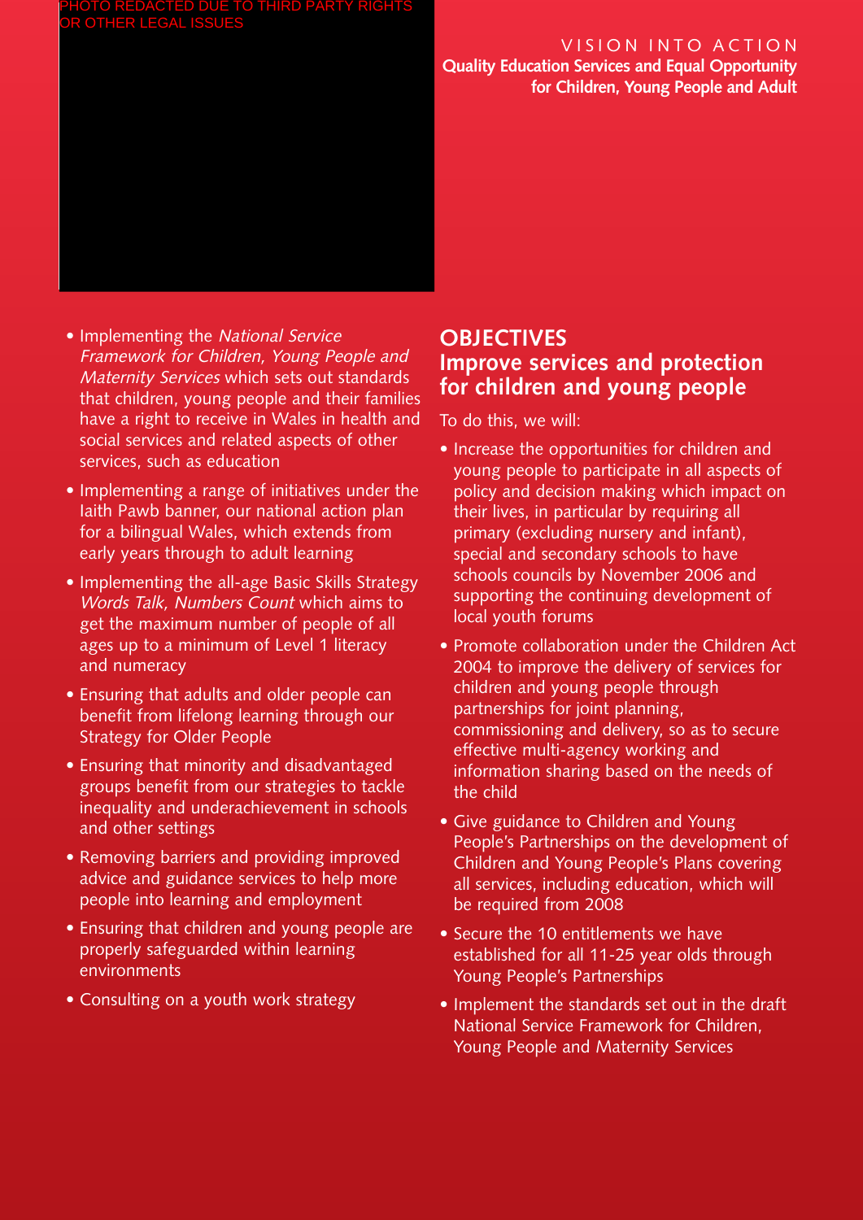PHOTO REDACTED DUE TO THIRD PARTY RIGHTS OR OTHER LEGAL ISSUES

VISION INTO ACTION
**Quality Education Services and Equal Opportunity for Children, Young People and Adult**

- Implementing the *National Service Framework for Children, Young People and Maternity Services* which sets out standards that children, young people and their families have a right to receive in Wales in health and social services and related aspects of other services, such as education
- Implementing a range of initiatives under the Iaith Pawb banner, our national action plan for a bilingual Wales, which extends from early years through to adult learning
- Implementing the all-age Basic Skills Strategy *Words Talk, Numbers Count* which aims to get the maximum number of people of all ages up to a minimum of Level 1 literacy and numeracy
- Ensuring that adults and older people can benefit from lifelong learning through our Strategy for Older People
- Ensuring that minority and disadvantaged groups benefit from our strategies to tackle inequality and underachievement in schools and other settings
- Removing barriers and providing improved advice and guidance services to help more people into learning and employment
- Ensuring that children and young people are properly safeguarded within learning environments
- Consulting on a youth work strategy

## OBJECTIVES
## Improve services and protection for children and young people

To do this, we will:

- Increase the opportunities for children and young people to participate in all aspects of policy and decision making which impact on their lives, in particular by requiring all primary (excluding nursery and infant), special and secondary schools to have schools councils by November 2006 and supporting the continuing development of local youth forums
- Promote collaboration under the Children Act 2004 to improve the delivery of services for children and young people through partnerships for joint planning, commissioning and delivery, so as to secure effective multi-agency working and information sharing based on the needs of the child
- Give guidance to Children and Young People's Partnerships on the development of Children and Young People's Plans covering all services, including education, which will be required from 2008
- Secure the 10 entitlements we have established for all 11-25 year olds through Young People's Partnerships
- Implement the standards set out in the draft National Service Framework for Children, Young People and Maternity Services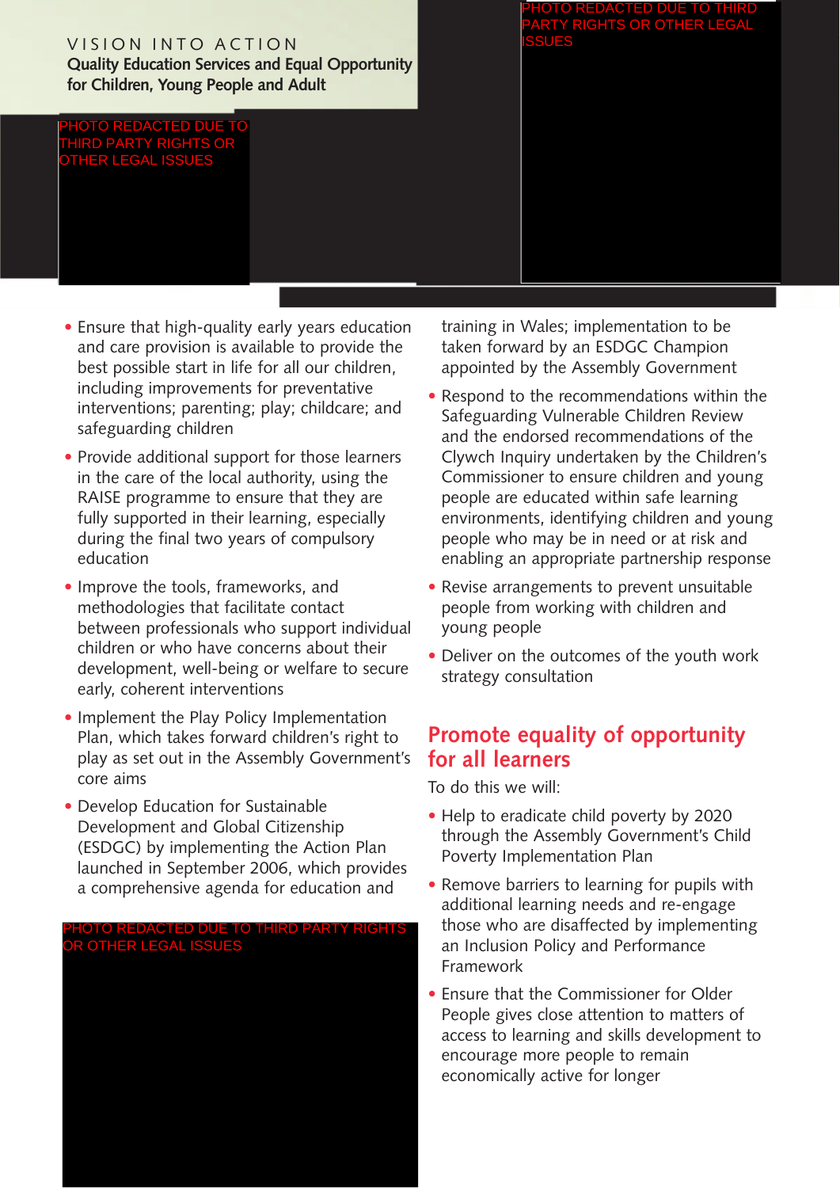VISION INTO ACTION

**Quality Education Services and Equal Opportunity for Children, Young People and Adult**

PHOTO REDACTED DUE TO THIRD PARTY RIGHTS OR OTHER LEGAL ISSUES

PHOTO REDACTED DUE TO THIRD PARTY RIGHTS OR OTHER LEGAL ISSUES

- Ensure that high-quality early years education and care provision is available to provide the best possible start in life for all our children, including improvements for preventative interventions; parenting; play; childcare; and safeguarding children
- Provide additional support for those learners in the care of the local authority, using the RAISE programme to ensure that they are fully supported in their learning, especially during the final two years of compulsory education
- Improve the tools, frameworks, and methodologies that facilitate contact between professionals who support individual children or who have concerns about their development, well-being or welfare to secure early, coherent interventions
- Implement the Play Policy Implementation Plan, which takes forward children's right to play as set out in the Assembly Government's core aims
- Develop Education for Sustainable Development and Global Citizenship (ESDGC) by implementing the Action Plan launched in September 2006, which provides a comprehensive agenda for education and training in Wales; implementation to be taken forward by an ESDGC Champion appointed by the Assembly Government
- Respond to the recommendations within the Safeguarding Vulnerable Children Review and the endorsed recommendations of the Clywch Inquiry undertaken by the Children's Commissioner to ensure children and young people are educated within safe learning environments, identifying children and young people who may be in need or at risk and enabling an appropriate partnership response
- Revise arrangements to prevent unsuitable people from working with children and young people
- Deliver on the outcomes of the youth work strategy consultation

PHOTO REDACTED DUE TO THIRD PARTY RIGHTS OR OTHER LEGAL ISSUES

## Promote equality of opportunity for all learners

To do this we will:

- Help to eradicate child poverty by 2020 through the Assembly Government's Child Poverty Implementation Plan
- Remove barriers to learning for pupils with additional learning needs and re-engage those who are disaffected by implementing an Inclusion Policy and Performance Framework
- Ensure that the Commissioner for Older People gives close attention to matters of access to learning and skills development to encourage more people to remain economically active for longer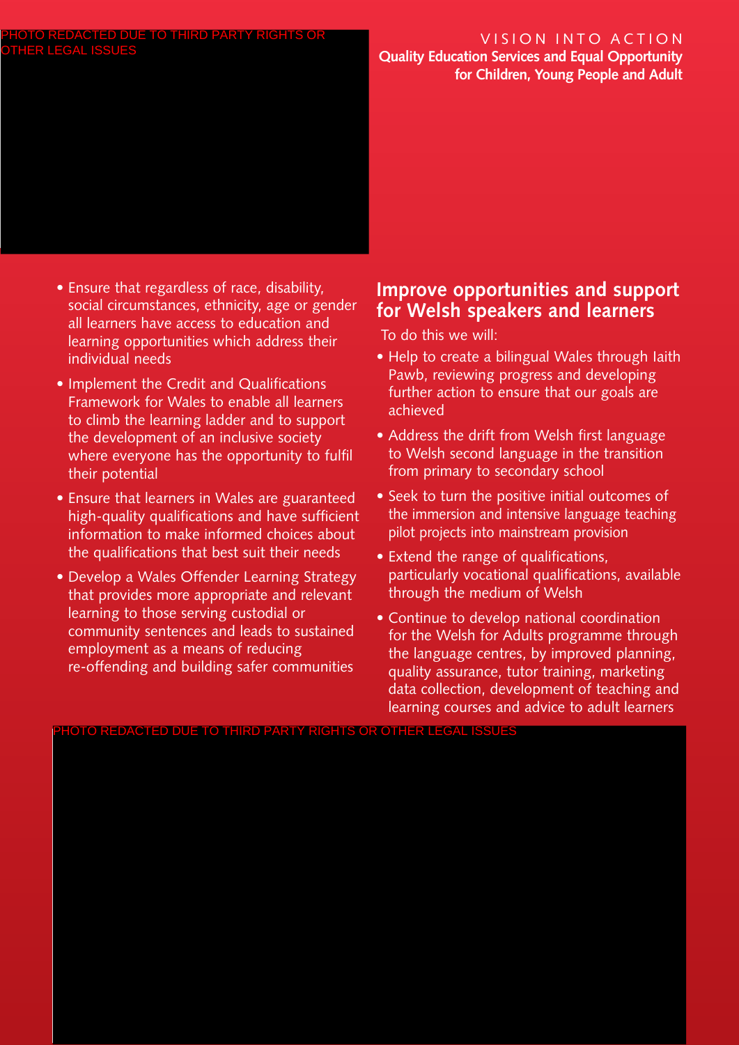- Ensure that regardless of race, disability, social circumstances, ethnicity, age or gender all learners have access to education and learning opportunities which address their individual needs
- Implement the Credit and Qualifications Framework for Wales to enable all learners to climb the learning ladder and to support the development of an inclusive society where everyone has the opportunity to fulfil their potential
- Ensure that learners in Wales are guaranteed high-quality qualifications and have sufficient information to make informed choices about the qualifications that best suit their needs
- Develop a Wales Offender Learning Strategy that provides more appropriate and relevant learning to those serving custodial or community sentences and leads to sustained employment as a means of reducing re-offending and building safer communities

## Improve opportunities and support for Welsh speakers and learners

To do this we will:

- Help to create a bilingual Wales through Iaith Pawb, reviewing progress and developing further action to ensure that our goals are achieved
- Address the drift from Welsh first language to Welsh second language in the transition from primary to secondary school
- Seek to turn the positive initial outcomes of the immersion and intensive language teaching pilot projects into mainstream provision
- Extend the range of qualifications, particularly vocational qualifications, available through the medium of Welsh
- Continue to develop national coordination for the Welsh for Adults programme through the language centres, by improved planning, quality assurance, tutor training, marketing data collection, development of teaching and learning courses and advice to adult learners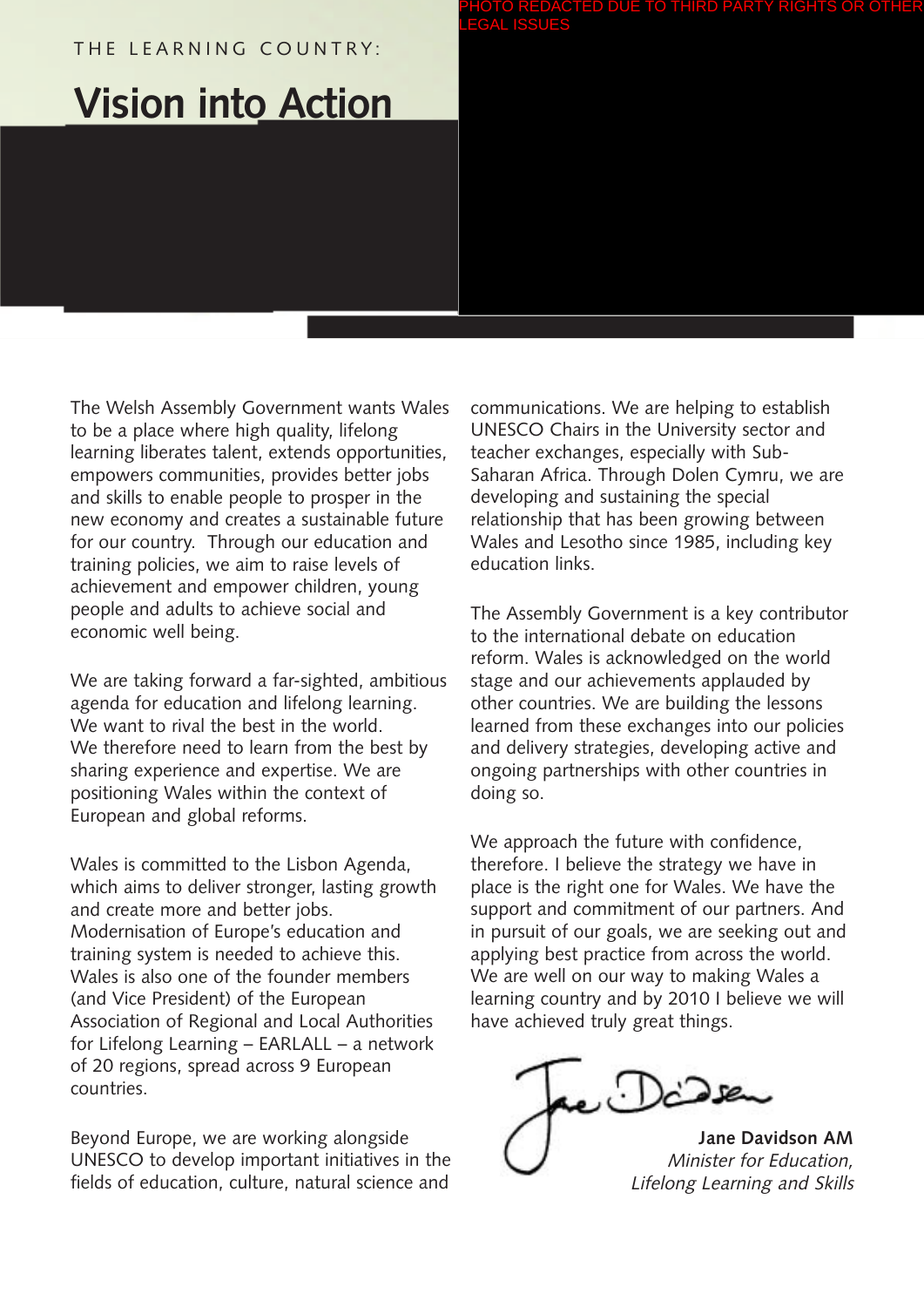THE LEARNING COUNTRY:

# Vision into Action

PHOTO REDACTED DUE TO THIRD PARTY RIGHTS OR OTHER LEGAL ISSUES

The Welsh Assembly Government wants Wales to be a place where high quality, lifelong learning liberates talent, extends opportunities, empowers communities, provides better jobs and skills to enable people to prosper in the new economy and creates a sustainable future for our country. Through our education and training policies, we aim to raise levels of achievement and empower children, young people and adults to achieve social and economic well being.

We are taking forward a far-sighted, ambitious agenda for education and lifelong learning. We want to rival the best in the world. We therefore need to learn from the best by sharing experience and expertise. We are positioning Wales within the context of European and global reforms.

Wales is committed to the Lisbon Agenda, which aims to deliver stronger, lasting growth and create more and better jobs. Modernisation of Europe's education and training system is needed to achieve this. Wales is also one of the founder members (and Vice President) of the European Association of Regional and Local Authorities for Lifelong Learning – EARLALL – a network of 20 regions, spread across 9 European countries.

Beyond Europe, we are working alongside UNESCO to develop important initiatives in the fields of education, culture, natural science and communications. We are helping to establish UNESCO Chairs in the University sector and teacher exchanges, especially with Sub-Saharan Africa. Through Dolen Cymru, we are developing and sustaining the special relationship that has been growing between Wales and Lesotho since 1985, including key education links.

The Assembly Government is a key contributor to the international debate on education reform. Wales is acknowledged on the world stage and our achievements applauded by other countries. We are building the lessons learned from these exchanges into our policies and delivery strategies, developing active and ongoing partnerships with other countries in doing so.

We approach the future with confidence, therefore. I believe the strategy we have in place is the right one for Wales. We have the support and commitment of our partners. And in pursuit of our goals, we are seeking out and applying best practice from across the world. We are well on our way to making Wales a learning country and by 2010 I believe we will have achieved truly great things.

**Jane Davidson AM**
*Minister for Education, Lifelong Learning and Skills*